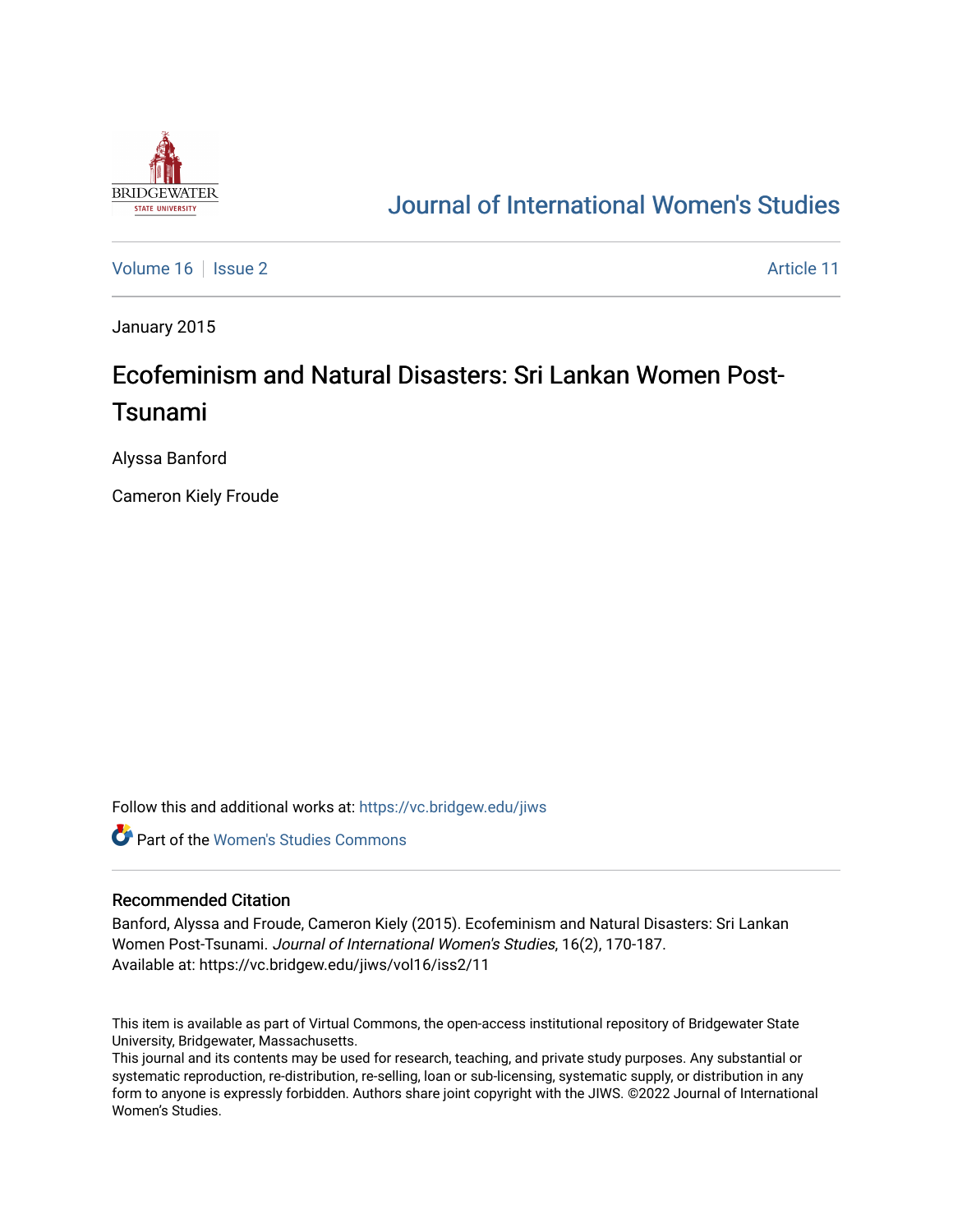# Journal of International Women's Studies

Volume 16 | Issue 2 | Article 11

January 2015

## Ecofeminism and Natural Disasters: Sri Lankan Women Post-Tsunami

Alyssa Banford

Cameron Kiely Froude

Follow this and additional works at: https://vc.bridgew.edu/jiws

Part of the Women's Studies Commons

### Recommended Citation

Banford, Alyssa and Froude, Cameron Kiely (2015). Ecofeminism and Natural Disasters: Sri Lankan Women Post-Tsunami. *Journal of International Women's Studies*, 16(2), 170-187.
Available at: https://vc.bridgew.edu/jiws/vol16/iss2/11

This item is available as part of Virtual Commons, the open-access institutional repository of Bridgewater State University, Bridgewater, Massachusetts.
This journal and its contents may be used for research, teaching, and private study purposes. Any substantial or systematic reproduction, re-distribution, re-selling, loan or sub-licensing, systematic supply, or distribution in any form to anyone is expressly forbidden. Authors share joint copyright with the JIWS. ©2022 Journal of International Women's Studies.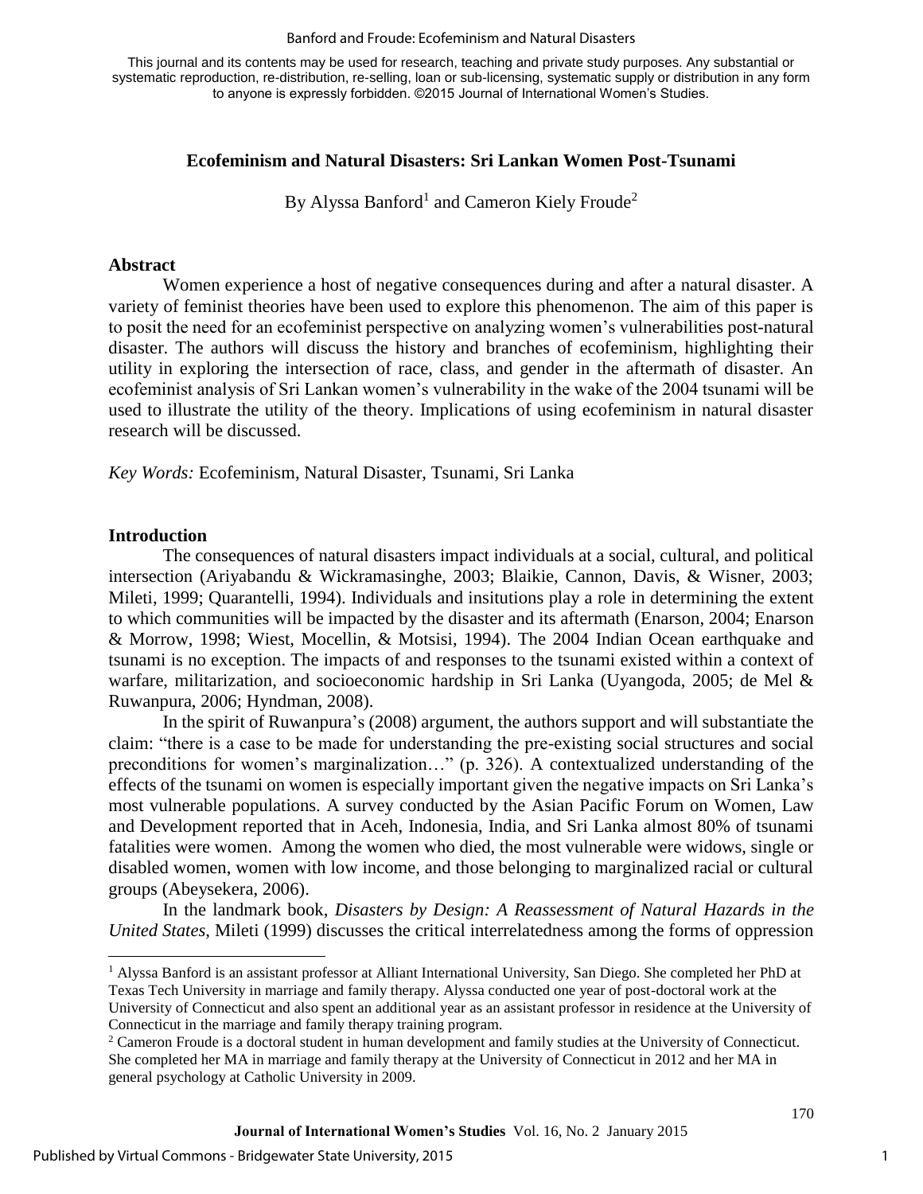This journal and its contents may be used for research, teaching and private study purposes. Any substantial or systematic reproduction, re-distribution, re-selling, loan or sub-licensing, systematic supply or distribution in any form to anyone is expressly forbidden. ©2015 Journal of International Women's Studies.

## Ecofeminism and Natural Disasters: Sri Lankan Women Post-Tsunami

By Alyssa Banford[1] and Cameron Kiely Froude[2]

### Abstract

Women experience a host of negative consequences during and after a natural disaster. A variety of feminist theories have been used to explore this phenomenon. The aim of this paper is to posit the need for an ecofeminist perspective on analyzing women's vulnerabilities post-natural disaster. The authors will discuss the history and branches of ecofeminism, highlighting their utility in exploring the intersection of race, class, and gender in the aftermath of disaster. An ecofeminist analysis of Sri Lankan women's vulnerability in the wake of the 2004 tsunami will be used to illustrate the utility of the theory. Implications of using ecofeminism in natural disaster research will be discussed.

*Key Words:* Ecofeminism, Natural Disaster, Tsunami, Sri Lanka

### Introduction

The consequences of natural disasters impact individuals at a social, cultural, and political intersection (Ariyabandu & Wickramasinghe, 2003; Blaikie, Cannon, Davis, & Wisner, 2003; Mileti, 1999; Quarantelli, 1994). Individuals and insitutions play a role in determining the extent to which communities will be impacted by the disaster and its aftermath (Enarson, 2004; Enarson & Morrow, 1998; Wiest, Mocellin, & Motsisi, 1994). The 2004 Indian Ocean earthquake and tsunami is no exception. The impacts of and responses to the tsunami existed within a context of warfare, militarization, and socioeconomic hardship in Sri Lanka (Uyangoda, 2005; de Mel & Ruwanpura, 2006; Hyndman, 2008).

In the spirit of Ruwanpura's (2008) argument, the authors support and will substantiate the claim: "there is a case to be made for understanding the pre-existing social structures and social preconditions for women's marginalization…" (p. 326). A contextualized understanding of the effects of the tsunami on women is especially important given the negative impacts on Sri Lanka's most vulnerable populations. A survey conducted by the Asian Pacific Forum on Women, Law and Development reported that in Aceh, Indonesia, India, and Sri Lanka almost 80% of tsunami fatalities were women. Among the women who died, the most vulnerable were widows, single or disabled women, women with low income, and those belonging to marginalized racial or cultural groups (Abeysekera, 2006).

In the landmark book, *Disasters by Design: A Reassessment of Natural Hazards in the United States,* Mileti (1999) discusses the critical interrelatedness among the forms of oppression

[1] Alyssa Banford is an assistant professor at Alliant International University, San Diego. She completed her PhD at Texas Tech University in marriage and family therapy. Alyssa conducted one year of post-doctoral work at the University of Connecticut and also spent an additional year as an assistant professor in residence at the University of Connecticut in the marriage and family therapy training program.

[2] Cameron Froude is a doctoral student in human development and family studies at the University of Connecticut. She completed her MA in marriage and family therapy at the University of Connecticut in 2012 and her MA in general psychology at Catholic University in 2009.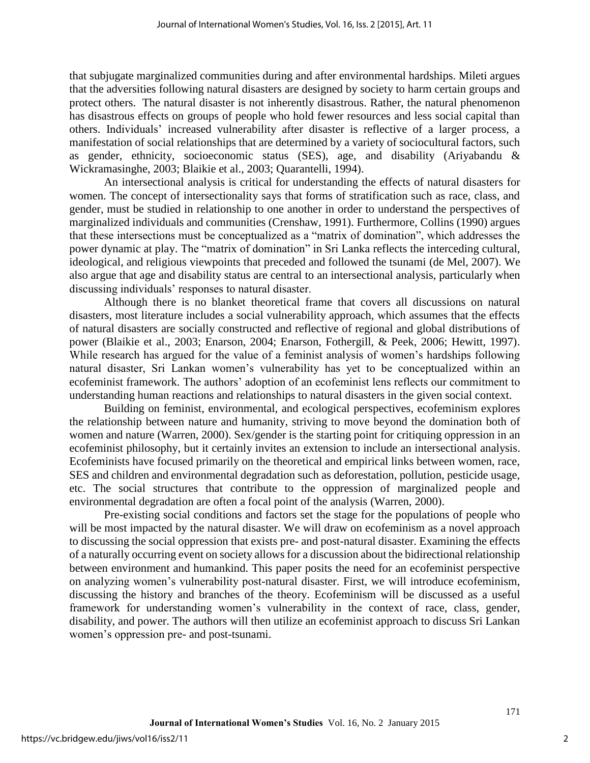that subjugate marginalized communities during and after environmental hardships. Mileti argues that the adversities following natural disasters are designed by society to harm certain groups and protect others. The natural disaster is not inherently disastrous. Rather, the natural phenomenon has disastrous effects on groups of people who hold fewer resources and less social capital than others. Individuals' increased vulnerability after disaster is reflective of a larger process, a manifestation of social relationships that are determined by a variety of sociocultural factors, such as gender, ethnicity, socioeconomic status (SES), age, and disability (Ariyabandu & Wickramasinghe, 2003; Blaikie et al., 2003; Quarantelli, 1994).

An intersectional analysis is critical for understanding the effects of natural disasters for women. The concept of intersectionality says that forms of stratification such as race, class, and gender, must be studied in relationship to one another in order to understand the perspectives of marginalized individuals and communities (Crenshaw, 1991). Furthermore, Collins (1990) argues that these intersections must be conceptualized as a "matrix of domination", which addresses the power dynamic at play. The "matrix of domination" in Sri Lanka reflects the interceding cultural, ideological, and religious viewpoints that preceded and followed the tsunami (de Mel, 2007). We also argue that age and disability status are central to an intersectional analysis, particularly when discussing individuals' responses to natural disaster.

Although there is no blanket theoretical frame that covers all discussions on natural disasters, most literature includes a social vulnerability approach, which assumes that the effects of natural disasters are socially constructed and reflective of regional and global distributions of power (Blaikie et al., 2003; Enarson, 2004; Enarson, Fothergill, & Peek, 2006; Hewitt, 1997). While research has argued for the value of a feminist analysis of women's hardships following natural disaster, Sri Lankan women's vulnerability has yet to be conceptualized within an ecofeminist framework. The authors' adoption of an ecofeminist lens reflects our commitment to understanding human reactions and relationships to natural disasters in the given social context.

Building on feminist, environmental, and ecological perspectives, ecofeminism explores the relationship between nature and humanity, striving to move beyond the domination both of women and nature (Warren, 2000). Sex/gender is the starting point for critiquing oppression in an ecofeminist philosophy, but it certainly invites an extension to include an intersectional analysis. Ecofeminists have focused primarily on the theoretical and empirical links between women, race, SES and children and environmental degradation such as deforestation, pollution, pesticide usage, etc. The social structures that contribute to the oppression of marginalized people and environmental degradation are often a focal point of the analysis (Warren, 2000).

Pre-existing social conditions and factors set the stage for the populations of people who will be most impacted by the natural disaster. We will draw on ecofeminism as a novel approach to discussing the social oppression that exists pre- and post-natural disaster. Examining the effects of a naturally occurring event on society allows for a discussion about the bidirectional relationship between environment and humankind. This paper posits the need for an ecofeminist perspective on analyzing women's vulnerability post-natural disaster. First, we will introduce ecofeminism, discussing the history and branches of the theory. Ecofeminism will be discussed as a useful framework for understanding women's vulnerability in the context of race, class, gender, disability, and power. The authors will then utilize an ecofeminist approach to discuss Sri Lankan women's oppression pre- and post-tsunami.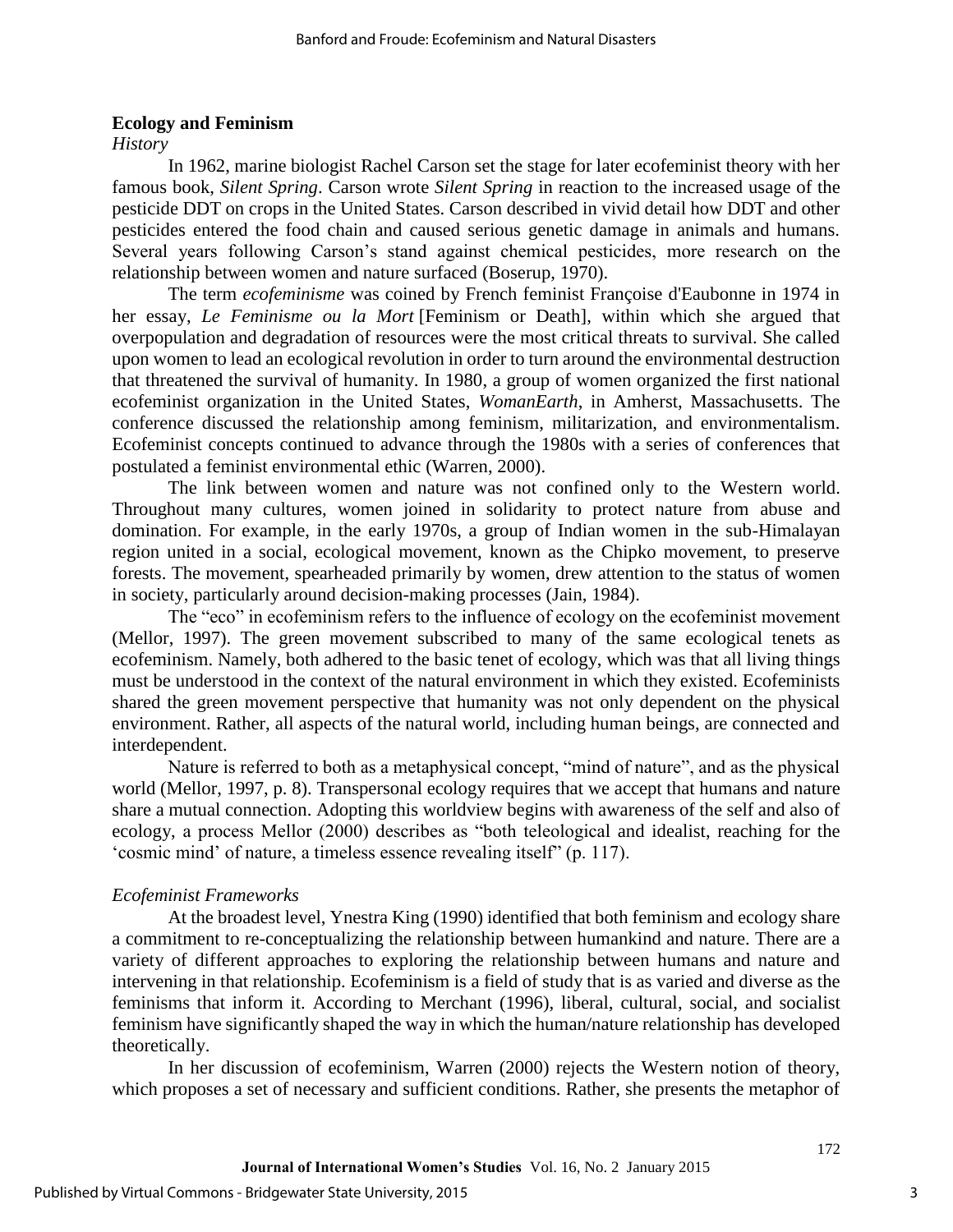## Ecology and Feminism

*History*

In 1962, marine biologist Rachel Carson set the stage for later ecofeminist theory with her famous book, *Silent Spring*. Carson wrote *Silent Spring* in reaction to the increased usage of the pesticide DDT on crops in the United States. Carson described in vivid detail how DDT and other pesticides entered the food chain and caused serious genetic damage in animals and humans. Several years following Carson's stand against chemical pesticides, more research on the relationship between women and nature surfaced (Boserup, 1970).

The term *ecofeminisme* was coined by French feminist Françoise d'Eaubonne in 1974 in her essay, *Le Feminisme ou la Mort* [Feminism or Death], within which she argued that overpopulation and degradation of resources were the most critical threats to survival. She called upon women to lead an ecological revolution in order to turn around the environmental destruction that threatened the survival of humanity. In 1980, a group of women organized the first national ecofeminist organization in the United States, *WomanEarth*, in Amherst, Massachusetts. The conference discussed the relationship among feminism, militarization, and environmentalism. Ecofeminist concepts continued to advance through the 1980s with a series of conferences that postulated a feminist environmental ethic (Warren, 2000).

The link between women and nature was not confined only to the Western world. Throughout many cultures, women joined in solidarity to protect nature from abuse and domination. For example, in the early 1970s, a group of Indian women in the sub-Himalayan region united in a social, ecological movement, known as the Chipko movement, to preserve forests. The movement, spearheaded primarily by women, drew attention to the status of women in society, particularly around decision-making processes (Jain, 1984).

The "eco" in ecofeminism refers to the influence of ecology on the ecofeminist movement (Mellor, 1997). The green movement subscribed to many of the same ecological tenets as ecofeminism. Namely, both adhered to the basic tenet of ecology, which was that all living things must be understood in the context of the natural environment in which they existed. Ecofeminists shared the green movement perspective that humanity was not only dependent on the physical environment. Rather, all aspects of the natural world, including human beings, are connected and interdependent.

Nature is referred to both as a metaphysical concept, "mind of nature", and as the physical world (Mellor, 1997, p. 8). Transpersonal ecology requires that we accept that humans and nature share a mutual connection. Adopting this worldview begins with awareness of the self and also of ecology, a process Mellor (2000) describes as "both teleological and idealist, reaching for the 'cosmic mind' of nature, a timeless essence revealing itself" (p. 117).

*Ecofeminist Frameworks*

At the broadest level, Ynestra King (1990) identified that both feminism and ecology share a commitment to re-conceptualizing the relationship between humankind and nature. There are a variety of different approaches to exploring the relationship between humans and nature and intervening in that relationship. Ecofeminism is a field of study that is as varied and diverse as the feminisms that inform it. According to Merchant (1996), liberal, cultural, social, and socialist feminism have significantly shaped the way in which the human/nature relationship has developed theoretically.

In her discussion of ecofeminism, Warren (2000) rejects the Western notion of theory, which proposes a set of necessary and sufficient conditions. Rather, she presents the metaphor of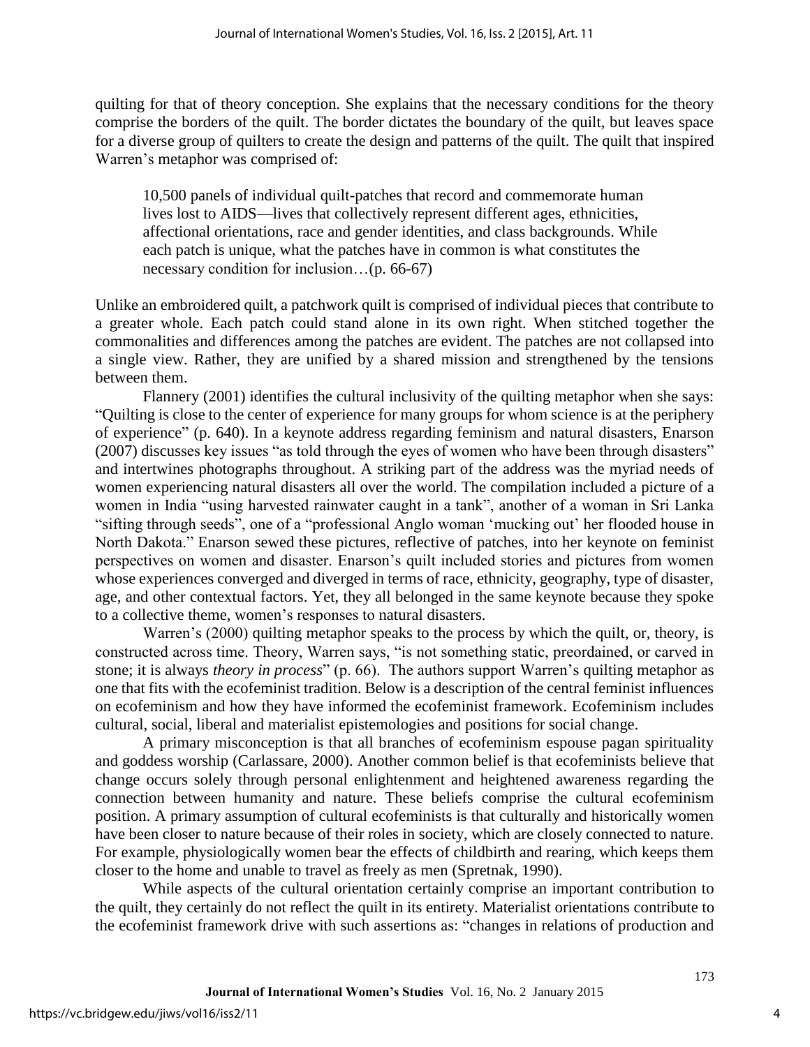quilting for that of theory conception. She explains that the necessary conditions for the theory comprise the borders of the quilt. The border dictates the boundary of the quilt, but leaves space for a diverse group of quilters to create the design and patterns of the quilt. The quilt that inspired Warren's metaphor was comprised of:

> 10,500 panels of individual quilt-patches that record and commemorate human lives lost to AIDS—lives that collectively represent different ages, ethnicities, affectional orientations, race and gender identities, and class backgrounds. While each patch is unique, what the patches have in common is what constitutes the necessary condition for inclusion…(p. 66-67)

Unlike an embroidered quilt, a patchwork quilt is comprised of individual pieces that contribute to a greater whole. Each patch could stand alone in its own right. When stitched together the commonalities and differences among the patches are evident. The patches are not collapsed into a single view. Rather, they are unified by a shared mission and strengthened by the tensions between them.

Flannery (2001) identifies the cultural inclusivity of the quilting metaphor when she says: "Quilting is close to the center of experience for many groups for whom science is at the periphery of experience" (p. 640). In a keynote address regarding feminism and natural disasters, Enarson (2007) discusses key issues "as told through the eyes of women who have been through disasters" and intertwines photographs throughout. A striking part of the address was the myriad needs of women experiencing natural disasters all over the world. The compilation included a picture of a women in India "using harvested rainwater caught in a tank", another of a woman in Sri Lanka "sifting through seeds", one of a "professional Anglo woman 'mucking out' her flooded house in North Dakota." Enarson sewed these pictures, reflective of patches, into her keynote on feminist perspectives on women and disaster. Enarson's quilt included stories and pictures from women whose experiences converged and diverged in terms of race, ethnicity, geography, type of disaster, age, and other contextual factors. Yet, they all belonged in the same keynote because they spoke to a collective theme, women's responses to natural disasters.

Warren's (2000) quilting metaphor speaks to the process by which the quilt, or, theory, is constructed across time. Theory, Warren says, "is not something static, preordained, or carved in stone; it is always *theory in process*" (p. 66). The authors support Warren's quilting metaphor as one that fits with the ecofeminist tradition. Below is a description of the central feminist influences on ecofeminism and how they have informed the ecofeminist framework. Ecofeminism includes cultural, social, liberal and materialist epistemologies and positions for social change.

A primary misconception is that all branches of ecofeminism espouse pagan spirituality and goddess worship (Carlassare, 2000). Another common belief is that ecofeminists believe that change occurs solely through personal enlightenment and heightened awareness regarding the connection between humanity and nature. These beliefs comprise the cultural ecofeminism position. A primary assumption of cultural ecofeminists is that culturally and historically women have been closer to nature because of their roles in society, which are closely connected to nature. For example, physiologically women bear the effects of childbirth and rearing, which keeps them closer to the home and unable to travel as freely as men (Spretnak, 1990).

While aspects of the cultural orientation certainly comprise an important contribution to the quilt, they certainly do not reflect the quilt in its entirety. Materialist orientations contribute to the ecofeminist framework drive with such assertions as: "changes in relations of production and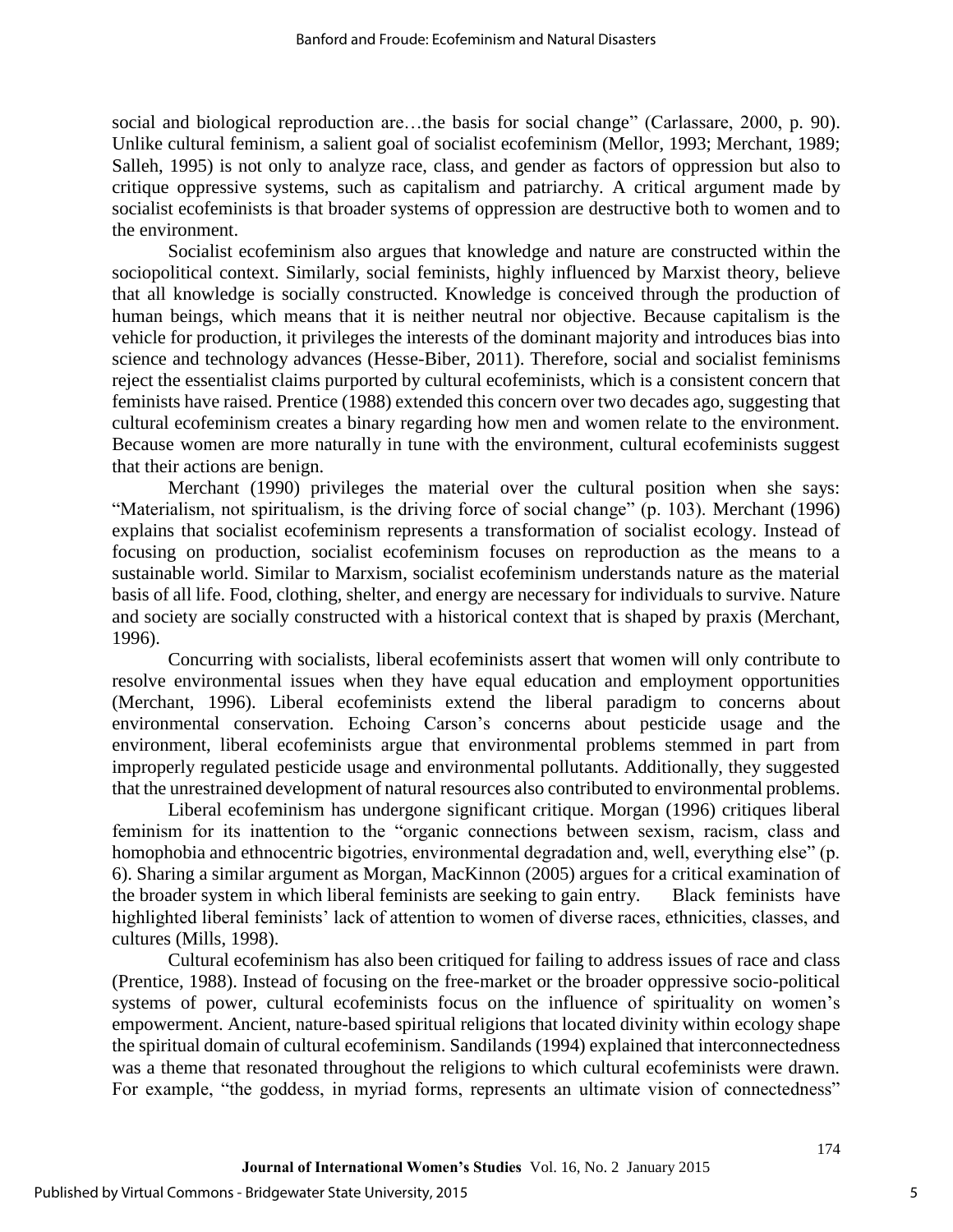social and biological reproduction are…the basis for social change" (Carlassare, 2000, p. 90). Unlike cultural feminism, a salient goal of socialist ecofeminism (Mellor, 1993; Merchant, 1989; Salleh, 1995) is not only to analyze race, class, and gender as factors of oppression but also to critique oppressive systems, such as capitalism and patriarchy. A critical argument made by socialist ecofeminists is that broader systems of oppression are destructive both to women and to the environment.

Socialist ecofeminism also argues that knowledge and nature are constructed within the sociopolitical context. Similarly, social feminists, highly influenced by Marxist theory, believe that all knowledge is socially constructed. Knowledge is conceived through the production of human beings, which means that it is neither neutral nor objective. Because capitalism is the vehicle for production, it privileges the interests of the dominant majority and introduces bias into science and technology advances (Hesse-Biber, 2011). Therefore, social and socialist feminisms reject the essentialist claims purported by cultural ecofeminists, which is a consistent concern that feminists have raised. Prentice (1988) extended this concern over two decades ago, suggesting that cultural ecofeminism creates a binary regarding how men and women relate to the environment. Because women are more naturally in tune with the environment, cultural ecofeminists suggest that their actions are benign.

Merchant (1990) privileges the material over the cultural position when she says: "Materialism, not spiritualism, is the driving force of social change" (p. 103). Merchant (1996) explains that socialist ecofeminism represents a transformation of socialist ecology. Instead of focusing on production, socialist ecofeminism focuses on reproduction as the means to a sustainable world. Similar to Marxism, socialist ecofeminism understands nature as the material basis of all life. Food, clothing, shelter, and energy are necessary for individuals to survive. Nature and society are socially constructed with a historical context that is shaped by praxis (Merchant, 1996).

Concurring with socialists, liberal ecofeminists assert that women will only contribute to resolve environmental issues when they have equal education and employment opportunities (Merchant, 1996). Liberal ecofeminists extend the liberal paradigm to concerns about environmental conservation. Echoing Carson's concerns about pesticide usage and the environment, liberal ecofeminists argue that environmental problems stemmed in part from improperly regulated pesticide usage and environmental pollutants. Additionally, they suggested that the unrestrained development of natural resources also contributed to environmental problems.

Liberal ecofeminism has undergone significant critique. Morgan (1996) critiques liberal feminism for its inattention to the "organic connections between sexism, racism, class and homophobia and ethnocentric bigotries, environmental degradation and, well, everything else" (p. 6). Sharing a similar argument as Morgan, MacKinnon (2005) argues for a critical examination of the broader system in which liberal feminists are seeking to gain entry. Black feminists have highlighted liberal feminists' lack of attention to women of diverse races, ethnicities, classes, and cultures (Mills, 1998).

Cultural ecofeminism has also been critiqued for failing to address issues of race and class (Prentice, 1988). Instead of focusing on the free-market or the broader oppressive socio-political systems of power, cultural ecofeminists focus on the influence of spirituality on women's empowerment. Ancient, nature-based spiritual religions that located divinity within ecology shape the spiritual domain of cultural ecofeminism. Sandilands (1994) explained that interconnectedness was a theme that resonated throughout the religions to which cultural ecofeminists were drawn. For example, "the goddess, in myriad forms, represents an ultimate vision of connectedness"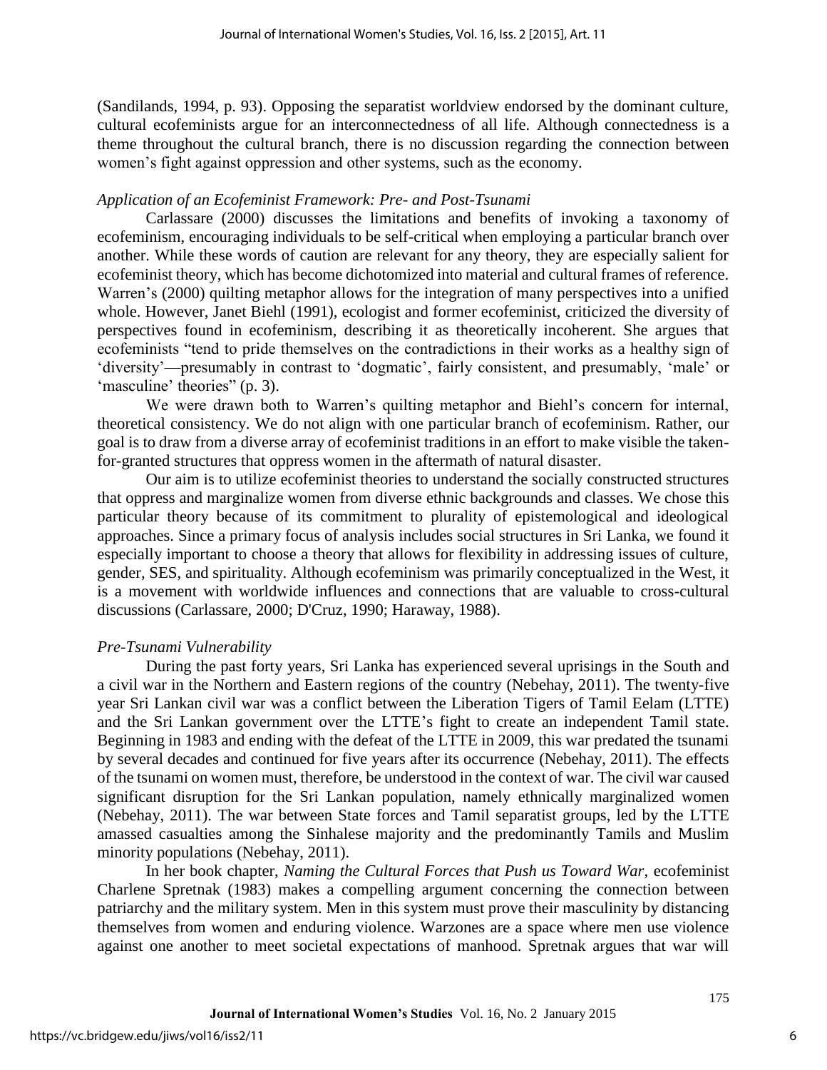(Sandilands, 1994, p. 93). Opposing the separatist worldview endorsed by the dominant culture, cultural ecofeminists argue for an interconnectedness of all life. Although connectedness is a theme throughout the cultural branch, there is no discussion regarding the connection between women's fight against oppression and other systems, such as the economy.

### *Application of an Ecofeminist Framework: Pre- and Post-Tsunami*

Carlassare (2000) discusses the limitations and benefits of invoking a taxonomy of ecofeminism, encouraging individuals to be self-critical when employing a particular branch over another. While these words of caution are relevant for any theory, they are especially salient for ecofeminist theory, which has become dichotomized into material and cultural frames of reference. Warren's (2000) quilting metaphor allows for the integration of many perspectives into a unified whole. However, Janet Biehl (1991), ecologist and former ecofeminist, criticized the diversity of perspectives found in ecofeminism, describing it as theoretically incoherent. She argues that ecofeminists "tend to pride themselves on the contradictions in their works as a healthy sign of 'diversity'—presumably in contrast to 'dogmatic', fairly consistent, and presumably, 'male' or 'masculine' theories" (p. 3).

We were drawn both to Warren's quilting metaphor and Biehl's concern for internal, theoretical consistency. We do not align with one particular branch of ecofeminism. Rather, our goal is to draw from a diverse array of ecofeminist traditions in an effort to make visible the taken-for-granted structures that oppress women in the aftermath of natural disaster.

Our aim is to utilize ecofeminist theories to understand the socially constructed structures that oppress and marginalize women from diverse ethnic backgrounds and classes. We chose this particular theory because of its commitment to plurality of epistemological and ideological approaches. Since a primary focus of analysis includes social structures in Sri Lanka, we found it especially important to choose a theory that allows for flexibility in addressing issues of culture, gender, SES, and spirituality. Although ecofeminism was primarily conceptualized in the West, it is a movement with worldwide influences and connections that are valuable to cross-cultural discussions (Carlassare, 2000; D'Cruz, 1990; Haraway, 1988).

### *Pre-Tsunami Vulnerability*

During the past forty years, Sri Lanka has experienced several uprisings in the South and a civil war in the Northern and Eastern regions of the country (Nebehay, 2011). The twenty-five year Sri Lankan civil war was a conflict between the Liberation Tigers of Tamil Eelam (LTTE) and the Sri Lankan government over the LTTE's fight to create an independent Tamil state. Beginning in 1983 and ending with the defeat of the LTTE in 2009, this war predated the tsunami by several decades and continued for five years after its occurrence (Nebehay, 2011). The effects of the tsunami on women must, therefore, be understood in the context of war. The civil war caused significant disruption for the Sri Lankan population, namely ethnically marginalized women (Nebehay, 2011). The war between State forces and Tamil separatist groups, led by the LTTE amassed casualties among the Sinhalese majority and the predominantly Tamils and Muslim minority populations (Nebehay, 2011).

In her book chapter, *Naming the Cultural Forces that Push us Toward War*, ecofeminist Charlene Spretnak (1983) makes a compelling argument concerning the connection between patriarchy and the military system. Men in this system must prove their masculinity by distancing themselves from women and enduring violence. Warzones are a space where men use violence against one another to meet societal expectations of manhood. Spretnak argues that war will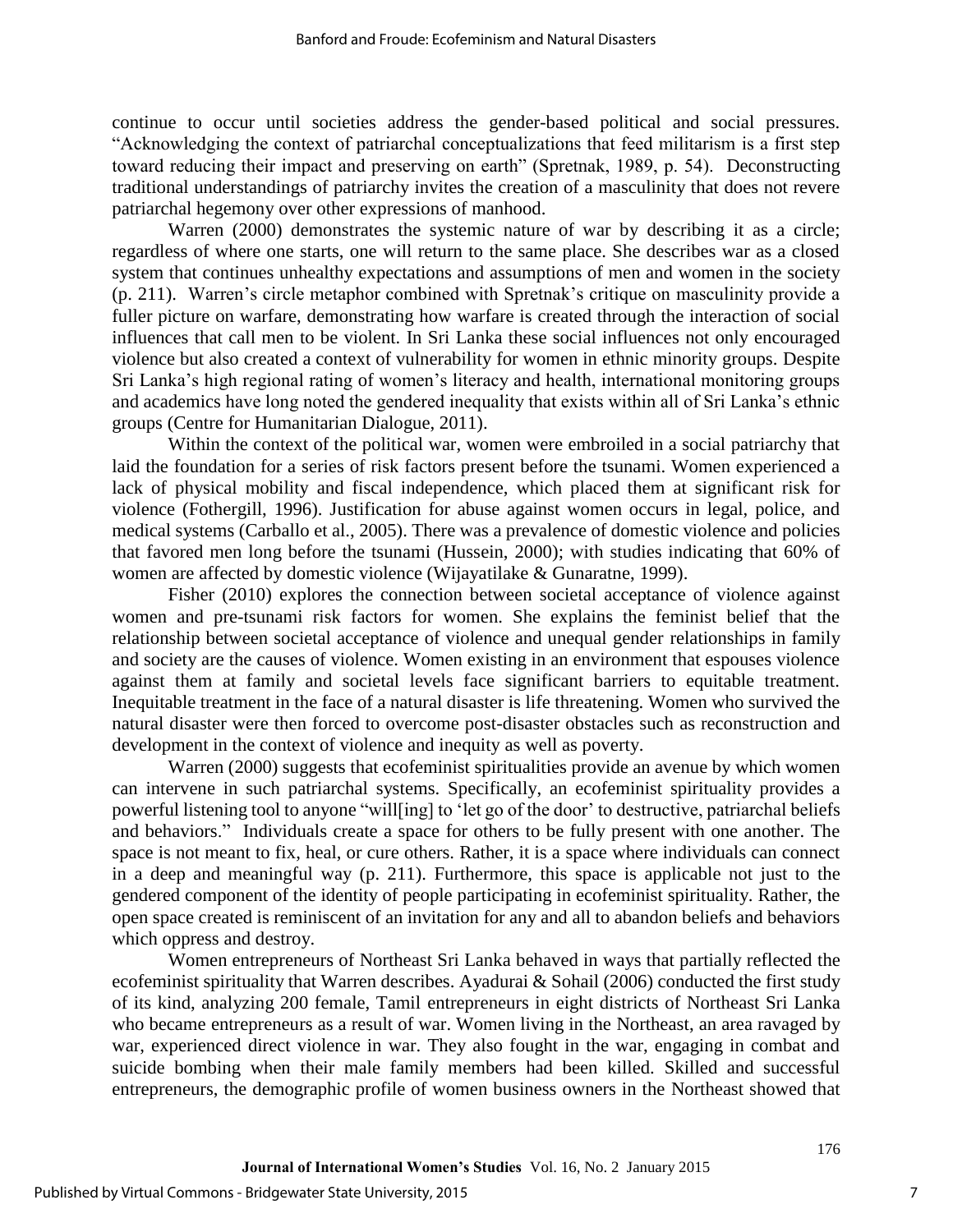continue to occur until societies address the gender-based political and social pressures. "Acknowledging the context of patriarchal conceptualizations that feed militarism is a first step toward reducing their impact and preserving on earth" (Spretnak, 1989, p. 54). Deconstructing traditional understandings of patriarchy invites the creation of a masculinity that does not revere patriarchal hegemony over other expressions of manhood.

Warren (2000) demonstrates the systemic nature of war by describing it as a circle; regardless of where one starts, one will return to the same place. She describes war as a closed system that continues unhealthy expectations and assumptions of men and women in the society (p. 211). Warren's circle metaphor combined with Spretnak's critique on masculinity provide a fuller picture on warfare, demonstrating how warfare is created through the interaction of social influences that call men to be violent. In Sri Lanka these social influences not only encouraged violence but also created a context of vulnerability for women in ethnic minority groups. Despite Sri Lanka's high regional rating of women's literacy and health, international monitoring groups and academics have long noted the gendered inequality that exists within all of Sri Lanka's ethnic groups (Centre for Humanitarian Dialogue, 2011).

Within the context of the political war, women were embroiled in a social patriarchy that laid the foundation for a series of risk factors present before the tsunami. Women experienced a lack of physical mobility and fiscal independence, which placed them at significant risk for violence (Fothergill, 1996). Justification for abuse against women occurs in legal, police, and medical systems (Carballo et al., 2005). There was a prevalence of domestic violence and policies that favored men long before the tsunami (Hussein, 2000); with studies indicating that 60% of women are affected by domestic violence (Wijayatilake & Gunaratne, 1999).

Fisher (2010) explores the connection between societal acceptance of violence against women and pre-tsunami risk factors for women. She explains the feminist belief that the relationship between societal acceptance of violence and unequal gender relationships in family and society are the causes of violence. Women existing in an environment that espouses violence against them at family and societal levels face significant barriers to equitable treatment. Inequitable treatment in the face of a natural disaster is life threatening. Women who survived the natural disaster were then forced to overcome post-disaster obstacles such as reconstruction and development in the context of violence and inequity as well as poverty.

Warren (2000) suggests that ecofeminist spiritualities provide an avenue by which women can intervene in such patriarchal systems. Specifically, an ecofeminist spirituality provides a powerful listening tool to anyone "will[ing] to 'let go of the door' to destructive, patriarchal beliefs and behaviors." Individuals create a space for others to be fully present with one another. The space is not meant to fix, heal, or cure others. Rather, it is a space where individuals can connect in a deep and meaningful way (p. 211). Furthermore, this space is applicable not just to the gendered component of the identity of people participating in ecofeminist spirituality. Rather, the open space created is reminiscent of an invitation for any and all to abandon beliefs and behaviors which oppress and destroy.

Women entrepreneurs of Northeast Sri Lanka behaved in ways that partially reflected the ecofeminist spirituality that Warren describes. Ayadurai & Sohail (2006) conducted the first study of its kind, analyzing 200 female, Tamil entrepreneurs in eight districts of Northeast Sri Lanka who became entrepreneurs as a result of war. Women living in the Northeast, an area ravaged by war, experienced direct violence in war. They also fought in the war, engaging in combat and suicide bombing when their male family members had been killed. Skilled and successful entrepreneurs, the demographic profile of women business owners in the Northeast showed that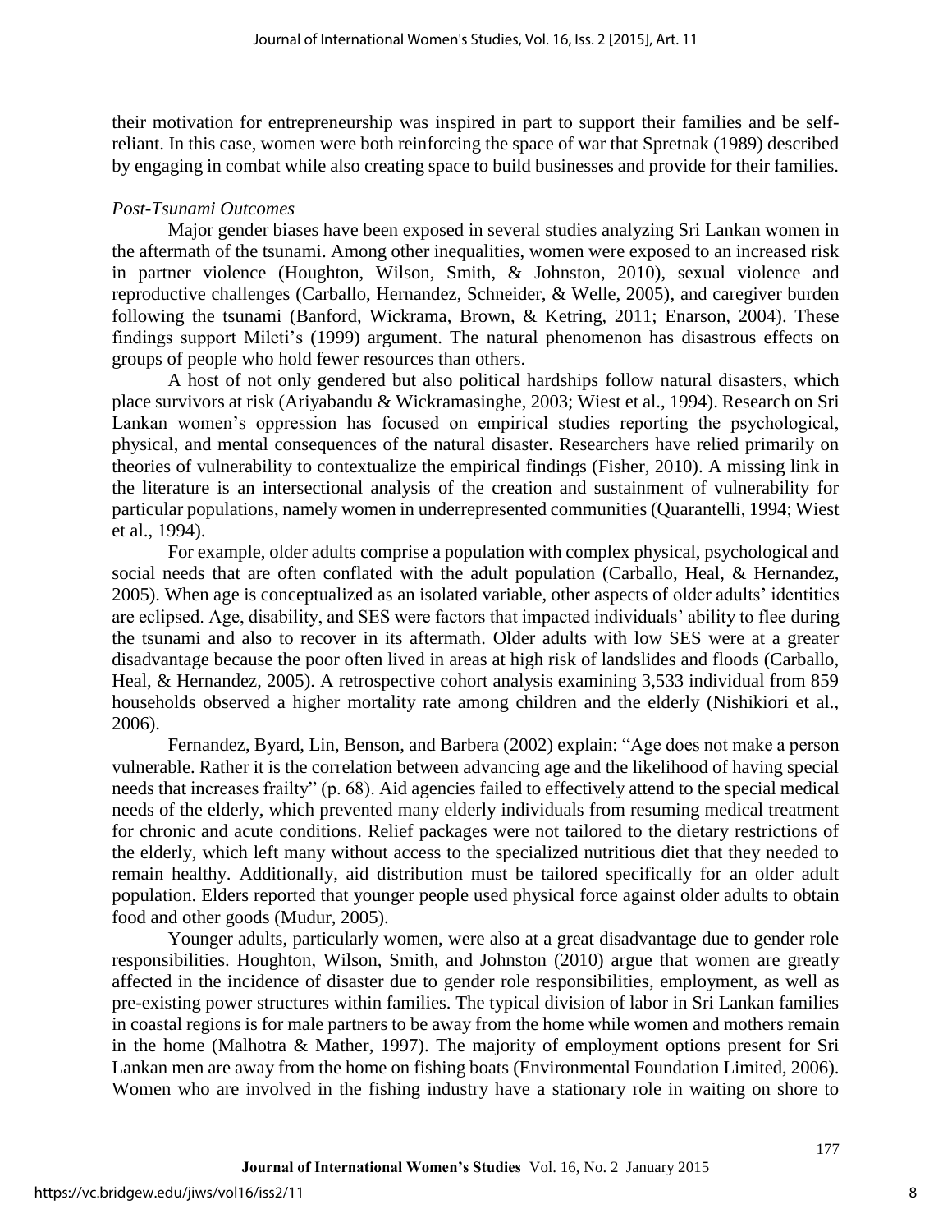their motivation for entrepreneurship was inspired in part to support their families and be self-reliant. In this case, women were both reinforcing the space of war that Spretnak (1989) described by engaging in combat while also creating space to build businesses and provide for their families.

*Post-Tsunami Outcomes*

Major gender biases have been exposed in several studies analyzing Sri Lankan women in the aftermath of the tsunami. Among other inequalities, women were exposed to an increased risk in partner violence (Houghton, Wilson, Smith, & Johnston, 2010), sexual violence and reproductive challenges (Carballo, Hernandez, Schneider, & Welle, 2005), and caregiver burden following the tsunami (Banford, Wickrama, Brown, & Ketring, 2011; Enarson, 2004). These findings support Mileti's (1999) argument. The natural phenomenon has disastrous effects on groups of people who hold fewer resources than others.

A host of not only gendered but also political hardships follow natural disasters, which place survivors at risk (Ariyabandu & Wickramasinghe, 2003; Wiest et al., 1994). Research on Sri Lankan women's oppression has focused on empirical studies reporting the psychological, physical, and mental consequences of the natural disaster. Researchers have relied primarily on theories of vulnerability to contextualize the empirical findings (Fisher, 2010). A missing link in the literature is an intersectional analysis of the creation and sustainment of vulnerability for particular populations, namely women in underrepresented communities (Quarantelli, 1994; Wiest et al., 1994).

For example, older adults comprise a population with complex physical, psychological and social needs that are often conflated with the adult population (Carballo, Heal, & Hernandez, 2005). When age is conceptualized as an isolated variable, other aspects of older adults' identities are eclipsed. Age, disability, and SES were factors that impacted individuals' ability to flee during the tsunami and also to recover in its aftermath. Older adults with low SES were at a greater disadvantage because the poor often lived in areas at high risk of landslides and floods (Carballo, Heal, & Hernandez, 2005). A retrospective cohort analysis examining 3,533 individual from 859 households observed a higher mortality rate among children and the elderly (Nishikiori et al., 2006).

Fernandez, Byard, Lin, Benson, and Barbera (2002) explain: "Age does not make a person vulnerable. Rather it is the correlation between advancing age and the likelihood of having special needs that increases frailty" (p. 68). Aid agencies failed to effectively attend to the special medical needs of the elderly, which prevented many elderly individuals from resuming medical treatment for chronic and acute conditions. Relief packages were not tailored to the dietary restrictions of the elderly, which left many without access to the specialized nutritious diet that they needed to remain healthy. Additionally, aid distribution must be tailored specifically for an older adult population. Elders reported that younger people used physical force against older adults to obtain food and other goods (Mudur, 2005).

Younger adults, particularly women, were also at a great disadvantage due to gender role responsibilities. Houghton, Wilson, Smith, and Johnston (2010) argue that women are greatly affected in the incidence of disaster due to gender role responsibilities, employment, as well as pre-existing power structures within families. The typical division of labor in Sri Lankan families in coastal regions is for male partners to be away from the home while women and mothers remain in the home (Malhotra & Mather, 1997). The majority of employment options present for Sri Lankan men are away from the home on fishing boats (Environmental Foundation Limited, 2006). Women who are involved in the fishing industry have a stationary role in waiting on shore to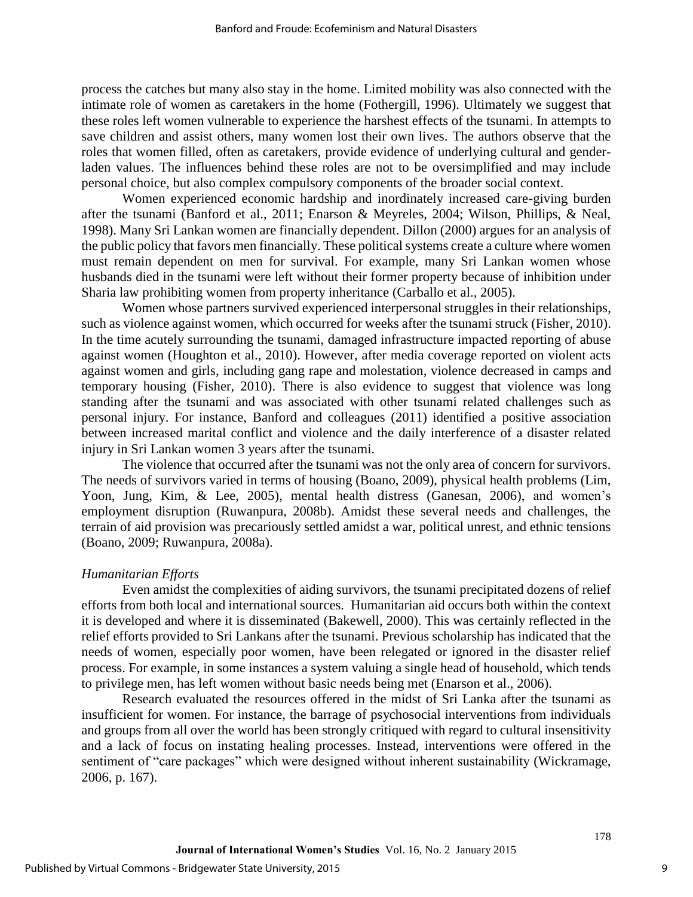process the catches but many also stay in the home. Limited mobility was also connected with the intimate role of women as caretakers in the home (Fothergill, 1996). Ultimately we suggest that these roles left women vulnerable to experience the harshest effects of the tsunami. In attempts to save children and assist others, many women lost their own lives. The authors observe that the roles that women filled, often as caretakers, provide evidence of underlying cultural and gender-laden values. The influences behind these roles are not to be oversimplified and may include personal choice, but also complex compulsory components of the broader social context.

Women experienced economic hardship and inordinately increased care-giving burden after the tsunami (Banford et al., 2011; Enarson & Meyreles, 2004; Wilson, Phillips, & Neal, 1998). Many Sri Lankan women are financially dependent. Dillon (2000) argues for an analysis of the public policy that favors men financially. These political systems create a culture where women must remain dependent on men for survival. For example, many Sri Lankan women whose husbands died in the tsunami were left without their former property because of inhibition under Sharia law prohibiting women from property inheritance (Carballo et al., 2005).

Women whose partners survived experienced interpersonal struggles in their relationships, such as violence against women, which occurred for weeks after the tsunami struck (Fisher, 2010). In the time acutely surrounding the tsunami, damaged infrastructure impacted reporting of abuse against women (Houghton et al., 2010). However, after media coverage reported on violent acts against women and girls, including gang rape and molestation, violence decreased in camps and temporary housing (Fisher, 2010). There is also evidence to suggest that violence was long standing after the tsunami and was associated with other tsunami related challenges such as personal injury. For instance, Banford and colleagues (2011) identified a positive association between increased marital conflict and violence and the daily interference of a disaster related injury in Sri Lankan women 3 years after the tsunami.

The violence that occurred after the tsunami was not the only area of concern for survivors. The needs of survivors varied in terms of housing (Boano, 2009), physical health problems (Lim, Yoon, Jung, Kim, & Lee, 2005), mental health distress (Ganesan, 2006), and women's employment disruption (Ruwanpura, 2008b). Amidst these several needs and challenges, the terrain of aid provision was precariously settled amidst a war, political unrest, and ethnic tensions (Boano, 2009; Ruwanpura, 2008a).

*Humanitarian Efforts*

Even amidst the complexities of aiding survivors, the tsunami precipitated dozens of relief efforts from both local and international sources. Humanitarian aid occurs both within the context it is developed and where it is disseminated (Bakewell, 2000). This was certainly reflected in the relief efforts provided to Sri Lankans after the tsunami. Previous scholarship has indicated that the needs of women, especially poor women, have been relegated or ignored in the disaster relief process. For example, in some instances a system valuing a single head of household, which tends to privilege men, has left women without basic needs being met (Enarson et al., 2006).

Research evaluated the resources offered in the midst of Sri Lanka after the tsunami as insufficient for women. For instance, the barrage of psychosocial interventions from individuals and groups from all over the world has been strongly critiqued with regard to cultural insensitivity and a lack of focus on instating healing processes. Instead, interventions were offered in the sentiment of "care packages" which were designed without inherent sustainability (Wickramage, 2006, p. 167).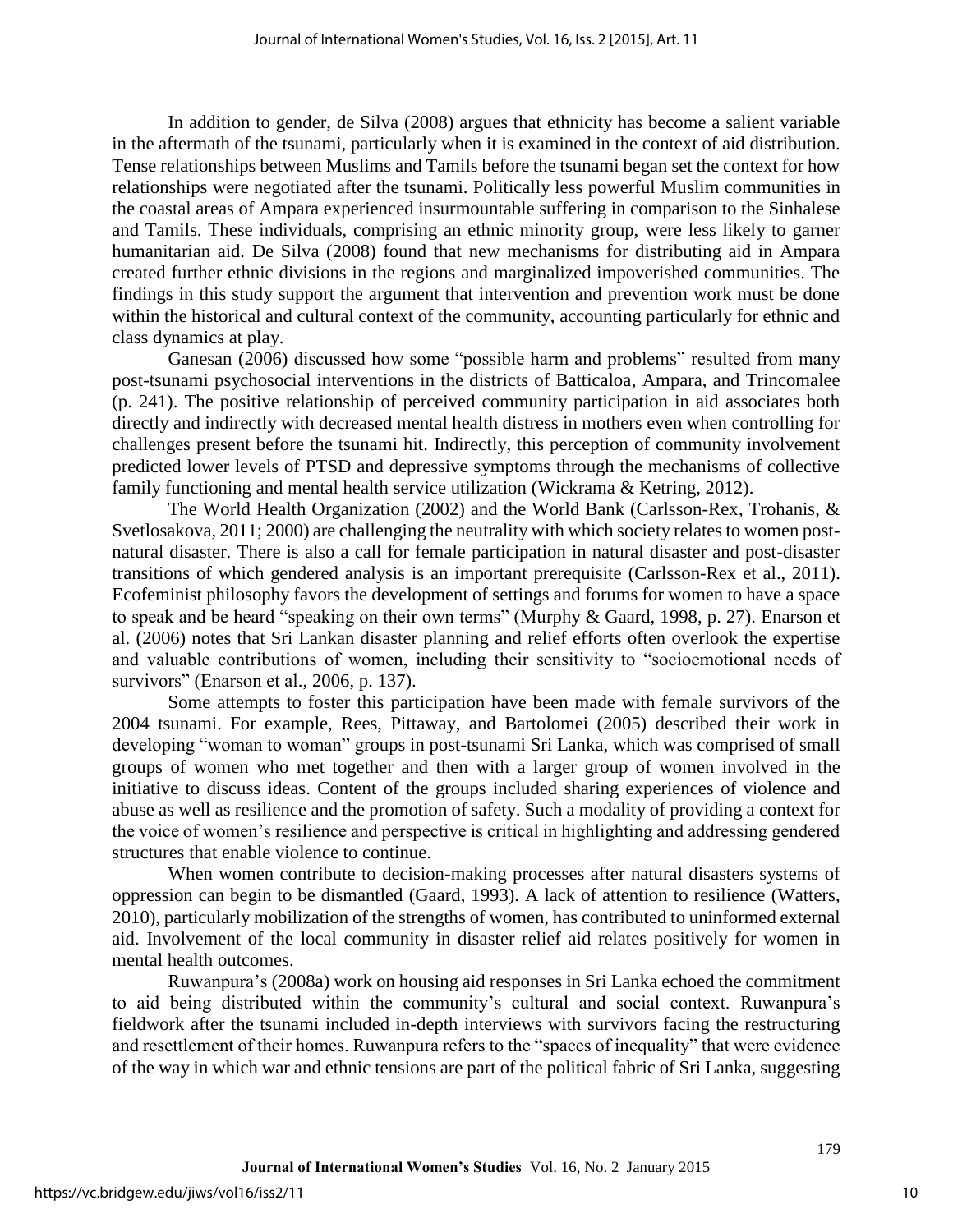In addition to gender, de Silva (2008) argues that ethnicity has become a salient variable in the aftermath of the tsunami, particularly when it is examined in the context of aid distribution. Tense relationships between Muslims and Tamils before the tsunami began set the context for how relationships were negotiated after the tsunami. Politically less powerful Muslim communities in the coastal areas of Ampara experienced insurmountable suffering in comparison to the Sinhalese and Tamils. These individuals, comprising an ethnic minority group, were less likely to garner humanitarian aid. De Silva (2008) found that new mechanisms for distributing aid in Ampara created further ethnic divisions in the regions and marginalized impoverished communities. The findings in this study support the argument that intervention and prevention work must be done within the historical and cultural context of the community, accounting particularly for ethnic and class dynamics at play.

Ganesan (2006) discussed how some "possible harm and problems" resulted from many post-tsunami psychosocial interventions in the districts of Batticaloa, Ampara, and Trincomalee (p. 241). The positive relationship of perceived community participation in aid associates both directly and indirectly with decreased mental health distress in mothers even when controlling for challenges present before the tsunami hit. Indirectly, this perception of community involvement predicted lower levels of PTSD and depressive symptoms through the mechanisms of collective family functioning and mental health service utilization (Wickrama & Ketring, 2012).

The World Health Organization (2002) and the World Bank (Carlsson-Rex, Trohanis, & Svetlosakova, 2011; 2000) are challenging the neutrality with which society relates to women post-natural disaster. There is also a call for female participation in natural disaster and post-disaster transitions of which gendered analysis is an important prerequisite (Carlsson-Rex et al., 2011). Ecofeminist philosophy favors the development of settings and forums for women to have a space to speak and be heard "speaking on their own terms" (Murphy & Gaard, 1998, p. 27). Enarson et al. (2006) notes that Sri Lankan disaster planning and relief efforts often overlook the expertise and valuable contributions of women, including their sensitivity to "socioemotional needs of survivors" (Enarson et al., 2006, p. 137).

Some attempts to foster this participation have been made with female survivors of the 2004 tsunami. For example, Rees, Pittaway, and Bartolomei (2005) described their work in developing "woman to woman" groups in post-tsunami Sri Lanka, which was comprised of small groups of women who met together and then with a larger group of women involved in the initiative to discuss ideas. Content of the groups included sharing experiences of violence and abuse as well as resilience and the promotion of safety. Such a modality of providing a context for the voice of women's resilience and perspective is critical in highlighting and addressing gendered structures that enable violence to continue.

When women contribute to decision-making processes after natural disasters systems of oppression can begin to be dismantled (Gaard, 1993). A lack of attention to resilience (Watters, 2010), particularly mobilization of the strengths of women, has contributed to uninformed external aid. Involvement of the local community in disaster relief aid relates positively for women in mental health outcomes.

Ruwanpura's (2008a) work on housing aid responses in Sri Lanka echoed the commitment to aid being distributed within the community's cultural and social context. Ruwanpura's fieldwork after the tsunami included in-depth interviews with survivors facing the restructuring and resettlement of their homes. Ruwanpura refers to the "spaces of inequality" that were evidence of the way in which war and ethnic tensions are part of the political fabric of Sri Lanka, suggesting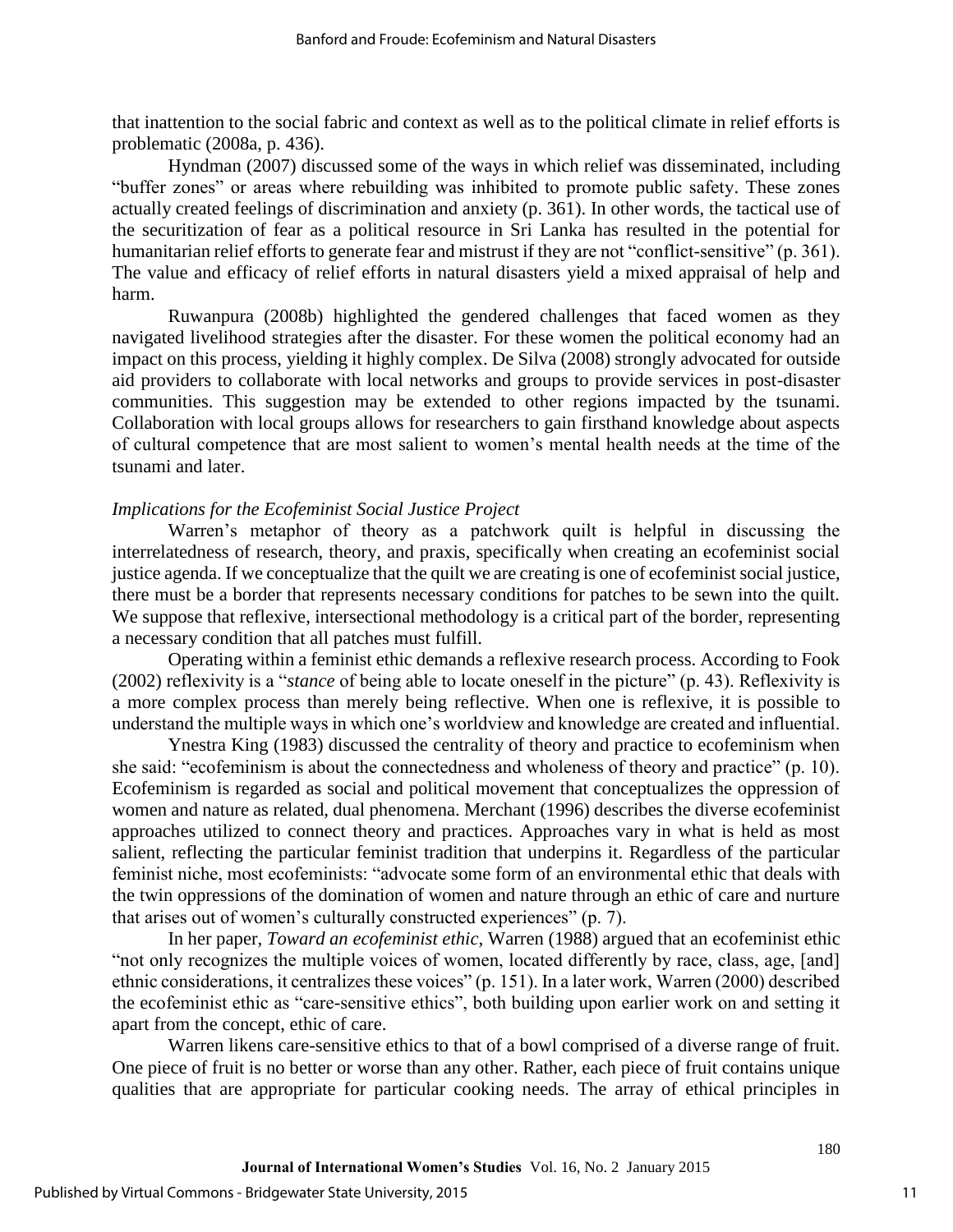that inattention to the social fabric and context as well as to the political climate in relief efforts is problematic (2008a, p. 436).

Hyndman (2007) discussed some of the ways in which relief was disseminated, including "buffer zones" or areas where rebuilding was inhibited to promote public safety. These zones actually created feelings of discrimination and anxiety (p. 361). In other words, the tactical use of the securitization of fear as a political resource in Sri Lanka has resulted in the potential for humanitarian relief efforts to generate fear and mistrust if they are not "conflict-sensitive" (p. 361). The value and efficacy of relief efforts in natural disasters yield a mixed appraisal of help and harm.

Ruwanpura (2008b) highlighted the gendered challenges that faced women as they navigated livelihood strategies after the disaster. For these women the political economy had an impact on this process, yielding it highly complex. De Silva (2008) strongly advocated for outside aid providers to collaborate with local networks and groups to provide services in post-disaster communities. This suggestion may be extended to other regions impacted by the tsunami. Collaboration with local groups allows for researchers to gain firsthand knowledge about aspects of cultural competence that are most salient to women's mental health needs at the time of the tsunami and later.

*Implications for the Ecofeminist Social Justice Project*

Warren's metaphor of theory as a patchwork quilt is helpful in discussing the interrelatedness of research, theory, and praxis, specifically when creating an ecofeminist social justice agenda. If we conceptualize that the quilt we are creating is one of ecofeminist social justice, there must be a border that represents necessary conditions for patches to be sewn into the quilt. We suppose that reflexive, intersectional methodology is a critical part of the border, representing a necessary condition that all patches must fulfill.

Operating within a feminist ethic demands a reflexive research process. According to Fook (2002) reflexivity is a "*stance* of being able to locate oneself in the picture" (p. 43). Reflexivity is a more complex process than merely being reflective. When one is reflexive, it is possible to understand the multiple ways in which one's worldview and knowledge are created and influential.

Ynestra King (1983) discussed the centrality of theory and practice to ecofeminism when she said: "ecofeminism is about the connectedness and wholeness of theory and practice" (p. 10). Ecofeminism is regarded as social and political movement that conceptualizes the oppression of women and nature as related, dual phenomena. Merchant (1996) describes the diverse ecofeminist approaches utilized to connect theory and practices. Approaches vary in what is held as most salient, reflecting the particular feminist tradition that underpins it. Regardless of the particular feminist niche, most ecofeminists: "advocate some form of an environmental ethic that deals with the twin oppressions of the domination of women and nature through an ethic of care and nurture that arises out of women's culturally constructed experiences" (p. 7).

In her paper, *Toward an ecofeminist ethic*, Warren (1988) argued that an ecofeminist ethic "not only recognizes the multiple voices of women, located differently by race, class, age, [and] ethnic considerations, it centralizes these voices" (p. 151). In a later work, Warren (2000) described the ecofeminist ethic as "care-sensitive ethics", both building upon earlier work on and setting it apart from the concept, ethic of care.

Warren likens care-sensitive ethics to that of a bowl comprised of a diverse range of fruit. One piece of fruit is no better or worse than any other. Rather, each piece of fruit contains unique qualities that are appropriate for particular cooking needs. The array of ethical principles in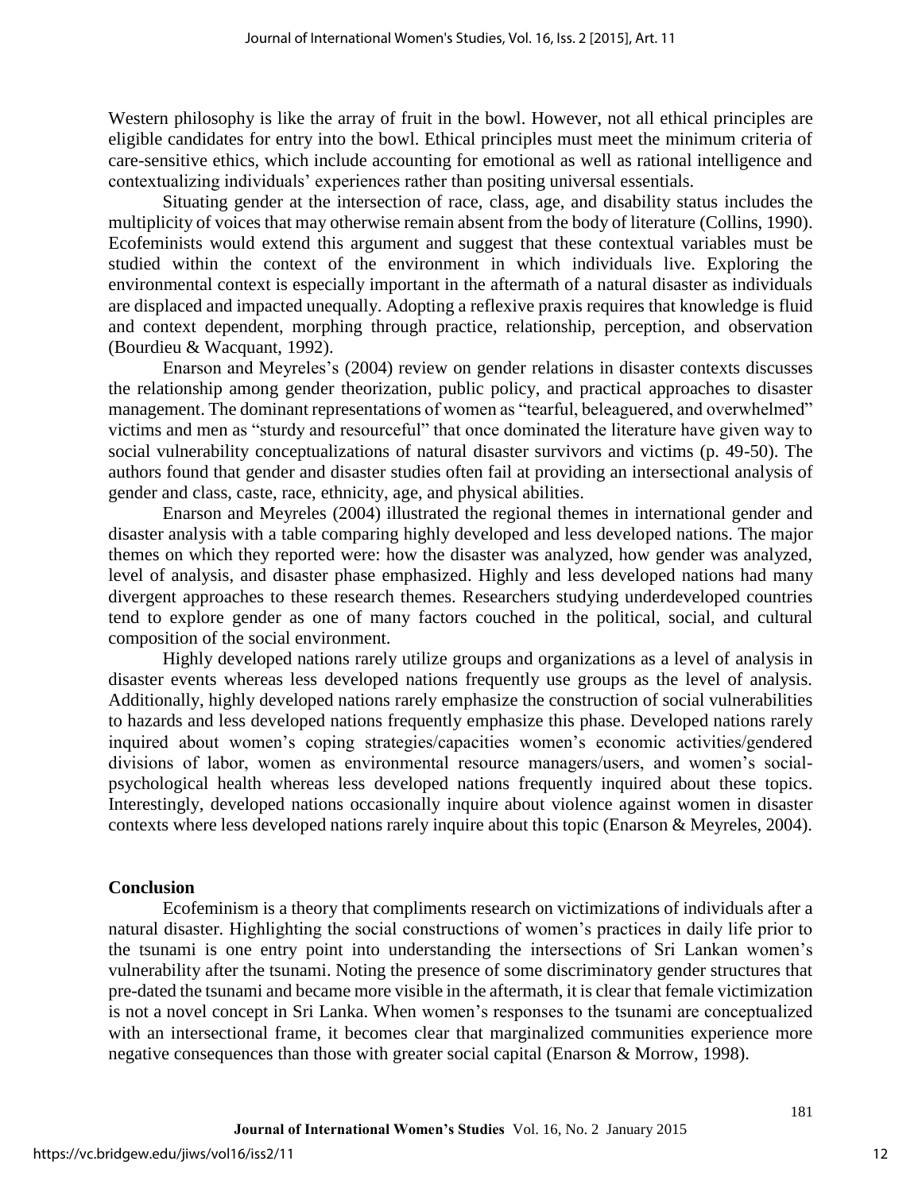Western philosophy is like the array of fruit in the bowl. However, not all ethical principles are eligible candidates for entry into the bowl. Ethical principles must meet the minimum criteria of care-sensitive ethics, which include accounting for emotional as well as rational intelligence and contextualizing individuals' experiences rather than positing universal essentials.

Situating gender at the intersection of race, class, age, and disability status includes the multiplicity of voices that may otherwise remain absent from the body of literature (Collins, 1990). Ecofeminists would extend this argument and suggest that these contextual variables must be studied within the context of the environment in which individuals live. Exploring the environmental context is especially important in the aftermath of a natural disaster as individuals are displaced and impacted unequally. Adopting a reflexive praxis requires that knowledge is fluid and context dependent, morphing through practice, relationship, perception, and observation (Bourdieu & Wacquant, 1992).

Enarson and Meyreles's (2004) review on gender relations in disaster contexts discusses the relationship among gender theorization, public policy, and practical approaches to disaster management. The dominant representations of women as "tearful, beleaguered, and overwhelmed" victims and men as "sturdy and resourceful" that once dominated the literature have given way to social vulnerability conceptualizations of natural disaster survivors and victims (p. 49-50). The authors found that gender and disaster studies often fail at providing an intersectional analysis of gender and class, caste, race, ethnicity, age, and physical abilities.

Enarson and Meyreles (2004) illustrated the regional themes in international gender and disaster analysis with a table comparing highly developed and less developed nations. The major themes on which they reported were: how the disaster was analyzed, how gender was analyzed, level of analysis, and disaster phase emphasized. Highly and less developed nations had many divergent approaches to these research themes. Researchers studying underdeveloped countries tend to explore gender as one of many factors couched in the political, social, and cultural composition of the social environment.

Highly developed nations rarely utilize groups and organizations as a level of analysis in disaster events whereas less developed nations frequently use groups as the level of analysis. Additionally, highly developed nations rarely emphasize the construction of social vulnerabilities to hazards and less developed nations frequently emphasize this phase. Developed nations rarely inquired about women's coping strategies/capacities women's economic activities/gendered divisions of labor, women as environmental resource managers/users, and women's social-psychological health whereas less developed nations frequently inquired about these topics. Interestingly, developed nations occasionally inquire about violence against women in disaster contexts where less developed nations rarely inquire about this topic (Enarson & Meyreles, 2004).

## Conclusion

Ecofeminism is a theory that compliments research on victimizations of individuals after a natural disaster. Highlighting the social constructions of women's practices in daily life prior to the tsunami is one entry point into understanding the intersections of Sri Lankan women's vulnerability after the tsunami. Noting the presence of some discriminatory gender structures that pre-dated the tsunami and became more visible in the aftermath, it is clear that female victimization is not a novel concept in Sri Lanka. When women's responses to the tsunami are conceptualized with an intersectional frame, it becomes clear that marginalized communities experience more negative consequences than those with greater social capital (Enarson & Morrow, 1998).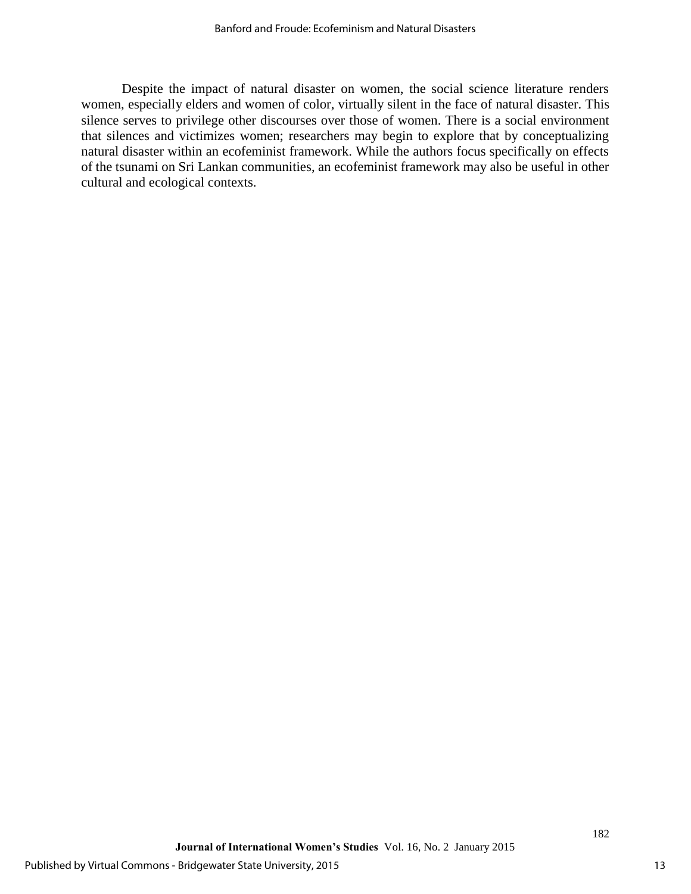Despite the impact of natural disaster on women, the social science literature renders women, especially elders and women of color, virtually silent in the face of natural disaster. This silence serves to privilege other discourses over those of women. There is a social environment that silences and victimizes women; researchers may begin to explore that by conceptualizing natural disaster within an ecofeminist framework. While the authors focus specifically on effects of the tsunami on Sri Lankan communities, an ecofeminist framework may also be useful in other cultural and ecological contexts.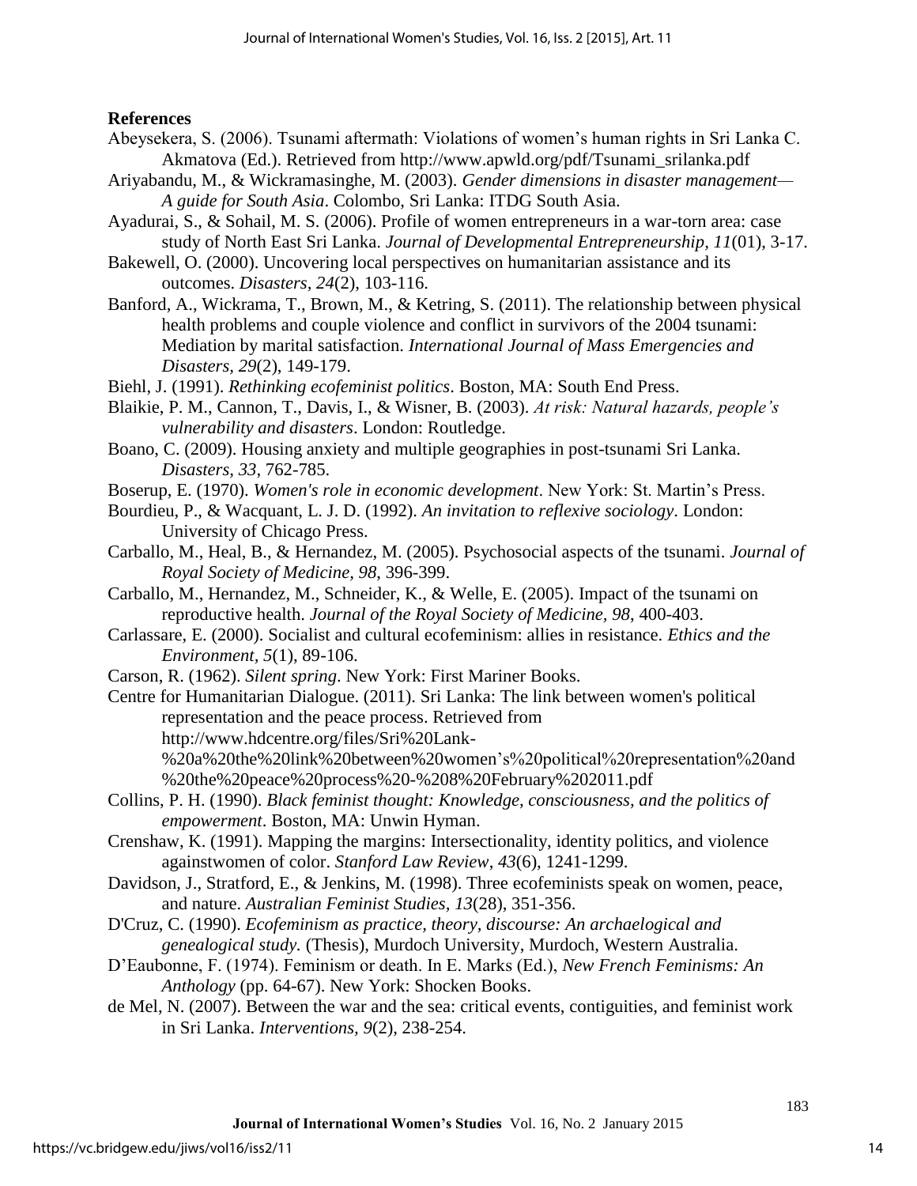**References**

Abeysekera, S. (2006). Tsunami aftermath: Violations of women's human rights in Sri Lanka C. Akmatova (Ed.). Retrieved from http://www.apwld.org/pdf/Tsunami_srilanka.pdf

Ariyabandu, M., & Wickramasinghe, M. (2003). *Gender dimensions in disaster management—A guide for South Asia*. Colombo, Sri Lanka: ITDG South Asia.

Ayadurai, S., & Sohail, M. S. (2006). Profile of women entrepreneurs in a war-torn area: case study of North East Sri Lanka. *Journal of Developmental Entrepreneurship, 11*(01), 3-17.

Bakewell, O. (2000). Uncovering local perspectives on humanitarian assistance and its outcomes. *Disasters, 24*(2), 103-116.

Banford, A., Wickrama, T., Brown, M., & Ketring, S. (2011). The relationship between physical health problems and couple violence and conflict in survivors of the 2004 tsunami: Mediation by marital satisfaction. *International Journal of Mass Emergencies and Disasters, 29*(2), 149-179.

Biehl, J. (1991). *Rethinking ecofeminist politics*. Boston, MA: South End Press.

Blaikie, P. M., Cannon, T., Davis, I., & Wisner, B. (2003). *At risk: Natural hazards, people's vulnerability and disasters*. London: Routledge.

Boano, C. (2009). Housing anxiety and multiple geographies in post-tsunami Sri Lanka. *Disasters, 33*, 762-785.

Boserup, E. (1970). *Women's role in economic development*. New York: St. Martin's Press.

Bourdieu, P., & Wacquant, L. J. D. (1992). *An invitation to reflexive sociology*. London: University of Chicago Press.

Carballo, M., Heal, B., & Hernandez, M. (2005). Psychosocial aspects of the tsunami. *Journal of Royal Society of Medicine, 98*, 396-399.

Carballo, M., Hernandez, M., Schneider, K., & Welle, E. (2005). Impact of the tsunami on reproductive health. *Journal of the Royal Society of Medicine, 98*, 400-403.

Carlassare, E. (2000). Socialist and cultural ecofeminism: allies in resistance. *Ethics and the Environment, 5*(1), 89-106.

Carson, R. (1962). *Silent spring*. New York: First Mariner Books.

Centre for Humanitarian Dialogue. (2011). Sri Lanka: The link between women's political representation and the peace process. Retrieved from http://www.hdcentre.org/files/Sri%20Lank-%20a%20the%20link%20between%20women's%20political%20representation%20and%20the%20peace%20process%20-%208%20February%202011.pdf

Collins, P. H. (1990). *Black feminist thought: Knowledge, consciousness, and the politics of empowerment*. Boston, MA: Unwin Hyman.

Crenshaw, K. (1991). Mapping the margins: Intersectionality, identity politics, and violence againstwomen of color. *Stanford Law Review, 43*(6), 1241-1299.

Davidson, J., Stratford, E., & Jenkins, M. (1998). Three ecofeminists speak on women, peace, and nature. *Australian Feminist Studies, 13*(28), 351-356.

D'Cruz, C. (1990). *Ecofeminism as practice, theory, discourse: An archaelogical and genealogical study.* (Thesis), Murdoch University, Murdoch, Western Australia.

D'Eaubonne, F. (1974). Feminism or death. In E. Marks (Ed.), *New French Feminisms: An Anthology* (pp. 64-67). New York: Shocken Books.

de Mel, N. (2007). Between the war and the sea: critical events, contiguities, and feminist work in Sri Lanka. *Interventions, 9*(2), 238-254.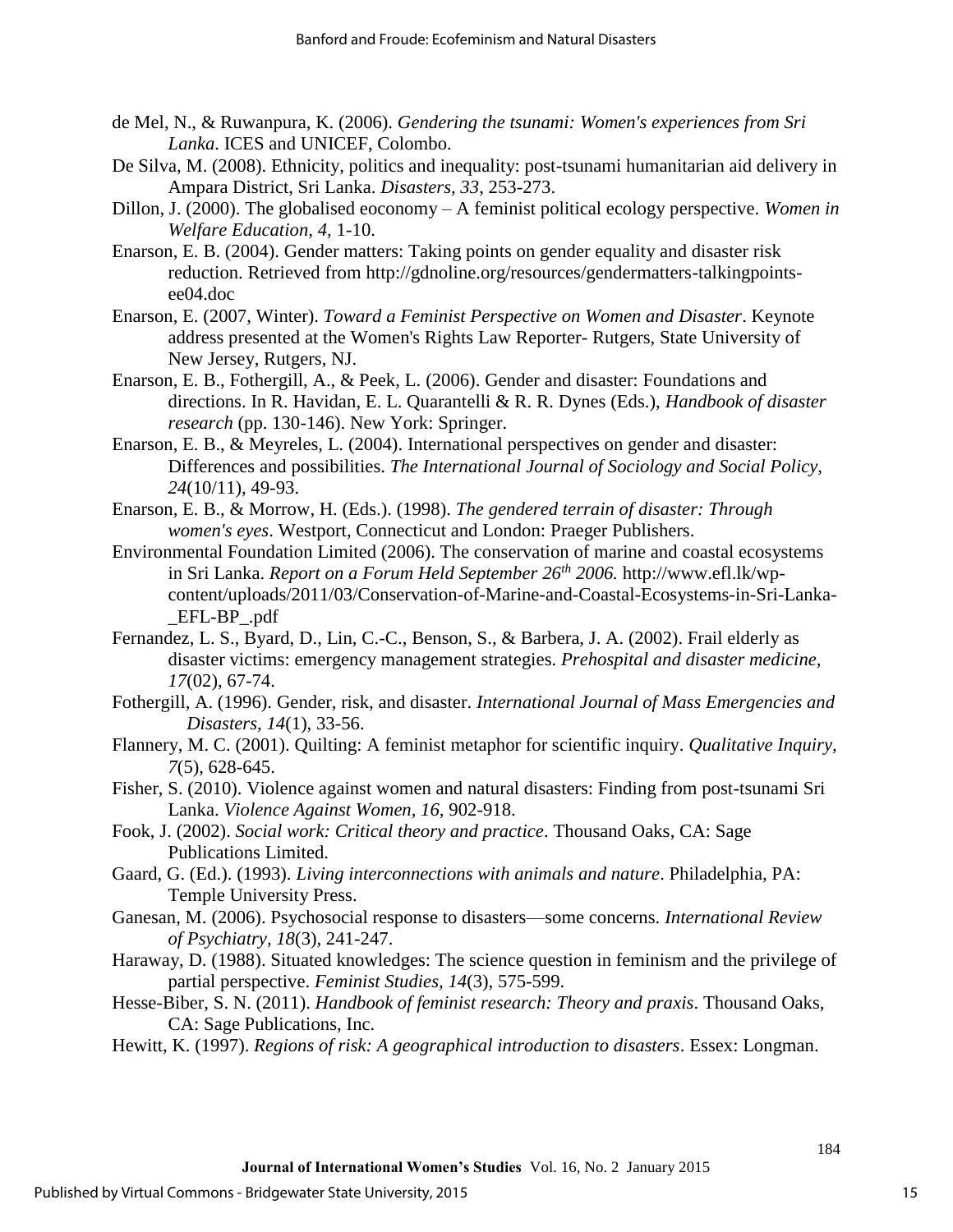de Mel, N., & Ruwanpura, K. (2006). *Gendering the tsunami: Women's experiences from Sri Lanka*. ICES and UNICEF, Colombo.

De Silva, M. (2008). Ethnicity, politics and inequality: post-tsunami humanitarian aid delivery in Ampara District, Sri Lanka. *Disasters, 33*, 253-273.

Dillon, J. (2000). The globalised eoconomy – A feminist political ecology perspective. *Women in Welfare Education, 4*, 1-10.

Enarson, E. B. (2004). Gender matters: Taking points on gender equality and disaster risk reduction. Retrieved from http://gdnoline.org/resources/gendermatters-talkingpoints-ee04.doc

Enarson, E. (2007, Winter). *Toward a Feminist Perspective on Women and Disaster*. Keynote address presented at the Women's Rights Law Reporter- Rutgers, State University of New Jersey, Rutgers, NJ.

Enarson, E. B., Fothergill, A., & Peek, L. (2006). Gender and disaster: Foundations and directions. In R. Havidan, E. L. Quarantelli & R. R. Dynes (Eds.), *Handbook of disaster research* (pp. 130-146). New York: Springer.

Enarson, E. B., & Meyreles, L. (2004). International perspectives on gender and disaster: Differences and possibilities. *The International Journal of Sociology and Social Policy, 24*(10/11), 49-93.

Enarson, E. B., & Morrow, H. (Eds.). (1998). *The gendered terrain of disaster: Through women's eyes*. Westport, Connecticut and London: Praeger Publishers.

Environmental Foundation Limited (2006). The conservation of marine and coastal ecosystems in Sri Lanka. *Report on a Forum Held September 26th 2006.* http://www.efl.lk/wp-content/uploads/2011/03/Conservation-of-Marine-and-Coastal-Ecosystems-in-Sri-Lanka-_EFL-BP_.pdf

Fernandez, L. S., Byard, D., Lin, C.-C., Benson, S., & Barbera, J. A. (2002). Frail elderly as disaster victims: emergency management strategies. *Prehospital and disaster medicine, 17*(02), 67-74.

Fothergill, A. (1996). Gender, risk, and disaster. *International Journal of Mass Emergencies and Disasters, 14*(1), 33-56.

Flannery, M. C. (2001). Quilting: A feminist metaphor for scientific inquiry. *Qualitative Inquiry, 7*(5), 628-645.

Fisher, S. (2010). Violence against women and natural disasters: Finding from post-tsunami Sri Lanka. *Violence Against Women, 16*, 902-918.

Fook, J. (2002). *Social work: Critical theory and practice*. Thousand Oaks, CA: Sage Publications Limited.

Gaard, G. (Ed.). (1993). *Living interconnections with animals and nature*. Philadelphia, PA: Temple University Press.

Ganesan, M. (2006). Psychosocial response to disasters—some concerns. *International Review of Psychiatry, 18*(3), 241-247.

Haraway, D. (1988). Situated knowledges: The science question in feminism and the privilege of partial perspective. *Feminist Studies, 14*(3), 575-599.

Hesse-Biber, S. N. (2011). *Handbook of feminist research: Theory and praxis*. Thousand Oaks, CA: Sage Publications, Inc.

Hewitt, K. (1997). *Regions of risk: A geographical introduction to disasters*. Essex: Longman.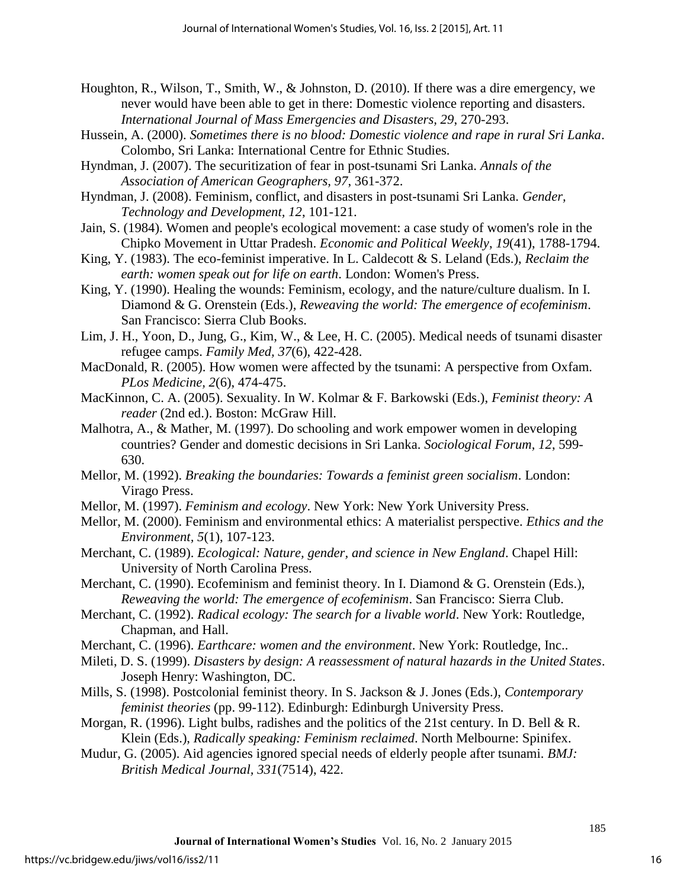Houghton, R., Wilson, T., Smith, W., & Johnston, D. (2010). If there was a dire emergency, we never would have been able to get in there: Domestic violence reporting and disasters. *International Journal of Mass Emergencies and Disasters, 29*, 270-293.

Hussein, A. (2000). *Sometimes there is no blood: Domestic violence and rape in rural Sri Lanka*. Colombo, Sri Lanka: International Centre for Ethnic Studies.

Hyndman, J. (2007). The securitization of fear in post-tsunami Sri Lanka. *Annals of the Association of American Geographers, 97*, 361-372.

Hyndman, J. (2008). Feminism, conflict, and disasters in post-tsunami Sri Lanka. *Gender, Technology and Development, 12*, 101-121.

Jain, S. (1984). Women and people's ecological movement: a case study of women's role in the Chipko Movement in Uttar Pradesh. *Economic and Political Weekly*, *19*(41), 1788-1794.

King, Y. (1983). The eco-feminist imperative. In L. Caldecott & S. Leland (Eds.), *Reclaim the earth: women speak out for life on earth*. London: Women's Press.

King, Y. (1990). Healing the wounds: Feminism, ecology, and the nature/culture dualism. In I. Diamond & G. Orenstein (Eds.), *Reweaving the world: The emergence of ecofeminism*. San Francisco: Sierra Club Books.

Lim, J. H., Yoon, D., Jung, G., Kim, W., & Lee, H. C. (2005). Medical needs of tsunami disaster refugee camps. *Family Med, 37*(6), 422-428.

MacDonald, R. (2005). How women were affected by the tsunami: A perspective from Oxfam. *PLos Medicine, 2*(6), 474-475.

MacKinnon, C. A. (2005). Sexuality. In W. Kolmar & F. Barkowski (Eds.), *Feminist theory: A reader* (2nd ed.). Boston: McGraw Hill.

Malhotra, A., & Mather, M. (1997). Do schooling and work empower women in developing countries? Gender and domestic decisions in Sri Lanka. *Sociological Forum, 12*, 599-630.

Mellor, M. (1992). *Breaking the boundaries: Towards a feminist green socialism*. London: Virago Press.

Mellor, M. (1997). *Feminism and ecology*. New York: New York University Press.

Mellor, M. (2000). Feminism and environmental ethics: A materialist perspective. *Ethics and the Environment, 5*(1), 107-123.

Merchant, C. (1989). *Ecological: Nature, gender, and science in New England*. Chapel Hill: University of North Carolina Press.

Merchant, C. (1990). Ecofeminism and feminist theory. In I. Diamond & G. Orenstein (Eds.), *Reweaving the world: The emergence of ecofeminism*. San Francisco: Sierra Club.

Merchant, C. (1992). *Radical ecology: The search for a livable world*. New York: Routledge, Chapman, and Hall.

Merchant, C. (1996). *Earthcare: women and the environment*. New York: Routledge, Inc..

Mileti, D. S. (1999). *Disasters by design: A reassessment of natural hazards in the United States*. Joseph Henry: Washington, DC.

Mills, S. (1998). Postcolonial feminist theory. In S. Jackson & J. Jones (Eds.), *Contemporary feminist theories* (pp. 99-112). Edinburgh: Edinburgh University Press.

Morgan, R. (1996). Light bulbs, radishes and the politics of the 21st century. In D. Bell & R. Klein (Eds.), *Radically speaking: Feminism reclaimed*. North Melbourne: Spinifex.

Mudur, G. (2005). Aid agencies ignored special needs of elderly people after tsunami. *BMJ: British Medical Journal, 331*(7514), 422.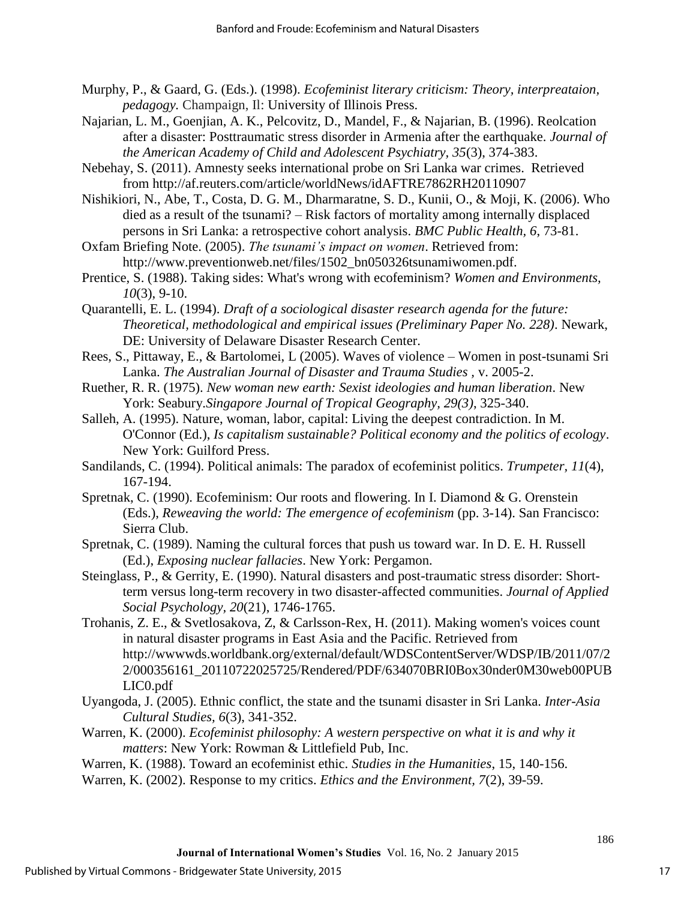Murphy, P., & Gaard, G. (Eds.). (1998). *Ecofeminist literary criticism: Theory, interpreataion, pedagogy.* Champaign, Il: University of Illinois Press.

Najarian, L. M., Goenjian, A. K., Pelcovitz, D., Mandel, F., & Najarian, B. (1996). Reolcation after a disaster: Posttraumatic stress disorder in Armenia after the earthquake. *Journal of the American Academy of Child and Adolescent Psychiatry, 35*(3), 374-383.

Nebehay, S. (2011). Amnesty seeks international probe on Sri Lanka war crimes. Retrieved from http://af.reuters.com/article/worldNews/idAFTRE7862RH20110907

Nishikiori, N., Abe, T., Costa, D. G. M., Dharmaratne, S. D., Kunii, O., & Moji, K. (2006). Who died as a result of the tsunami? – Risk factors of mortality among internally displaced persons in Sri Lanka: a retrospective cohort analysis. *BMC Public Health, 6*, 73-81.

Oxfam Briefing Note. (2005). *The tsunami's impact on women*. Retrieved from: http://www.preventionweb.net/files/1502_bn050326tsunamiwomen.pdf.

Prentice, S. (1988). Taking sides: What's wrong with ecofeminism? *Women and Environments, 10*(3), 9-10.

Quarantelli, E. L. (1994). *Draft of a sociological disaster research agenda for the future: Theoretical, methodological and empirical issues (Preliminary Paper No. 228)*. Newark, DE: University of Delaware Disaster Research Center.

Rees, S., Pittaway, E., & Bartolomei, L (2005). Waves of violence – Women in post-tsunami Sri Lanka. *The Australian Journal of Disaster and Trauma Studies* , v. 2005-2.

Ruether, R. R. (1975). *New woman new earth: Sexist ideologies and human liberation*. New York: Seabury.*Singapore Journal of Tropical Geography, 29(3)*, 325-340.

Salleh, A. (1995). Nature, woman, labor, capital: Living the deepest contradiction. In M. O'Connor (Ed.), *Is capitalism sustainable? Political economy and the politics of ecology*. New York: Guilford Press.

Sandilands, C. (1994). Political animals: The paradox of ecofeminist politics. *Trumpeter, 11*(4), 167-194.

Spretnak, C. (1990). Ecofeminism: Our roots and flowering. In I. Diamond & G. Orenstein (Eds.), *Reweaving the world: The emergence of ecofeminism* (pp. 3-14). San Francisco: Sierra Club.

Spretnak, C. (1989). Naming the cultural forces that push us toward war. In D. E. H. Russell (Ed.), *Exposing nuclear fallacies*. New York: Pergamon.

Steinglass, P., & Gerrity, E. (1990). Natural disasters and post-traumatic stress disorder: Short-term versus long-term recovery in two disaster-affected communities. *Journal of Applied Social Psychology, 20*(21), 1746-1765.

Trohanis, Z. E., & Svetlosakova, Z, & Carlsson-Rex, H. (2011). Making women's voices count in natural disaster programs in East Asia and the Pacific. Retrieved from http://wwwwds.worldbank.org/external/default/WDSContentServer/WDSP/IB/2011/07/22/000356161_20110722025725/Rendered/PDF/634070BRI0Box30nder0M30web00PUBLIC0.pdf

Uyangoda, J. (2005). Ethnic conflict, the state and the tsunami disaster in Sri Lanka. *Inter-Asia Cultural Studies, 6*(3), 341-352.

Warren, K. (2000). *Ecofeminist philosophy: A western perspective on what it is and why it matters*: New York: Rowman & Littlefield Pub, Inc.

Warren, K. (1988). Toward an ecofeminist ethic. *Studies in the Humanities*, 15, 140-156.

Warren, K. (2002). Response to my critics. *Ethics and the Environment, 7*(2), 39-59.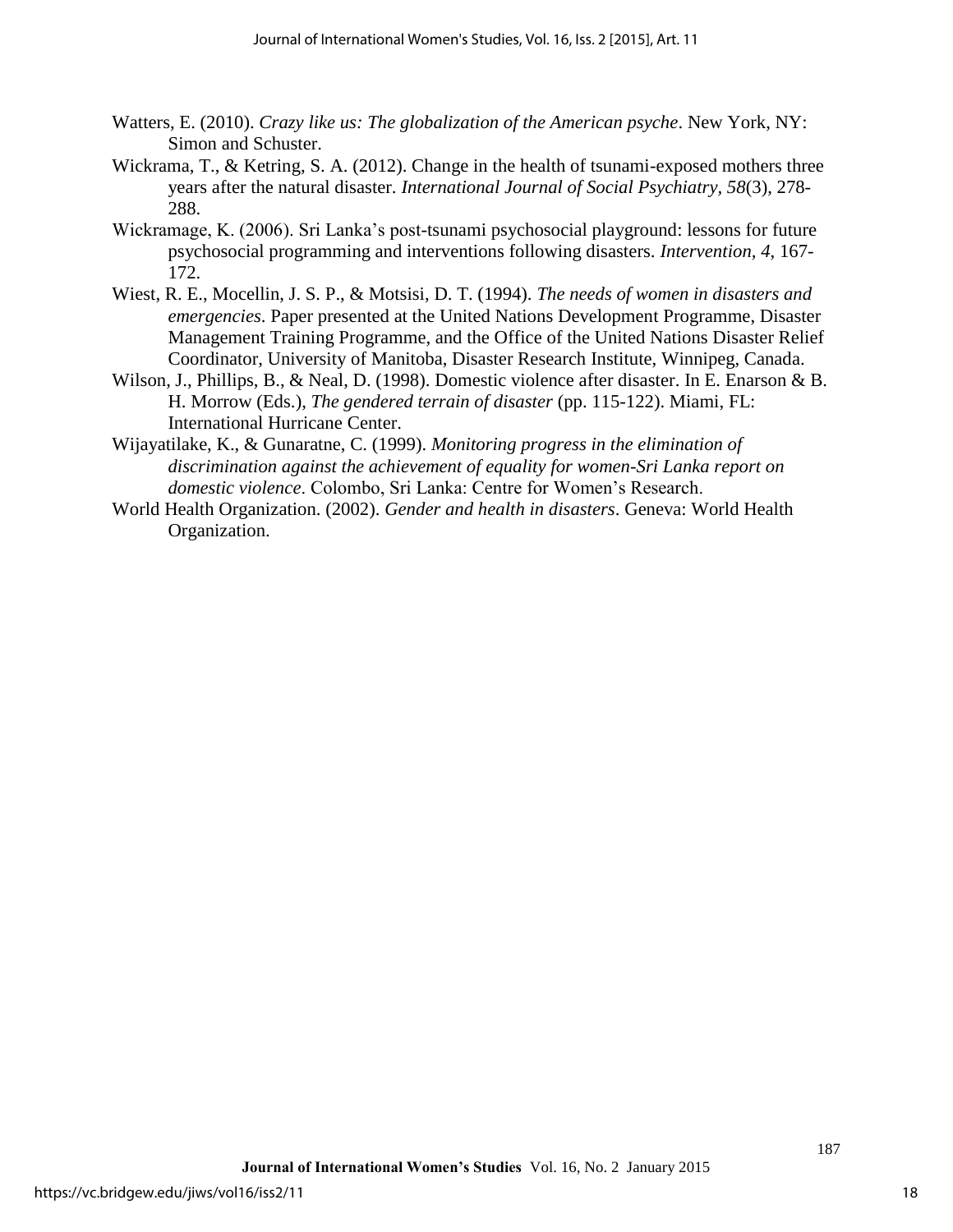Watters, E. (2010). *Crazy like us: The globalization of the American psyche*. New York, NY: Simon and Schuster.

Wickrama, T., & Ketring, S. A. (2012). Change in the health of tsunami-exposed mothers three years after the natural disaster. *International Journal of Social Psychiatry*, *58*(3), 278-288.

Wickramage, K. (2006). Sri Lanka's post-tsunami psychosocial playground: lessons for future psychosocial programming and interventions following disasters. *Intervention, 4*, 167-172.

Wiest, R. E., Mocellin, J. S. P., & Motsisi, D. T. (1994). *The needs of women in disasters and emergencies*. Paper presented at the United Nations Development Programme, Disaster Management Training Programme, and the Office of the United Nations Disaster Relief Coordinator, University of Manitoba, Disaster Research Institute, Winnipeg, Canada.

Wilson, J., Phillips, B., & Neal, D. (1998). Domestic violence after disaster. In E. Enarson & B. H. Morrow (Eds.), *The gendered terrain of disaster* (pp. 115-122). Miami, FL: International Hurricane Center.

Wijayatilake, K., & Gunaratne, C. (1999). *Monitoring progress in the elimination of discrimination against the achievement of equality for women-Sri Lanka report on domestic violence*. Colombo, Sri Lanka: Centre for Women's Research.

World Health Organization. (2002). *Gender and health in disasters*. Geneva: World Health Organization.